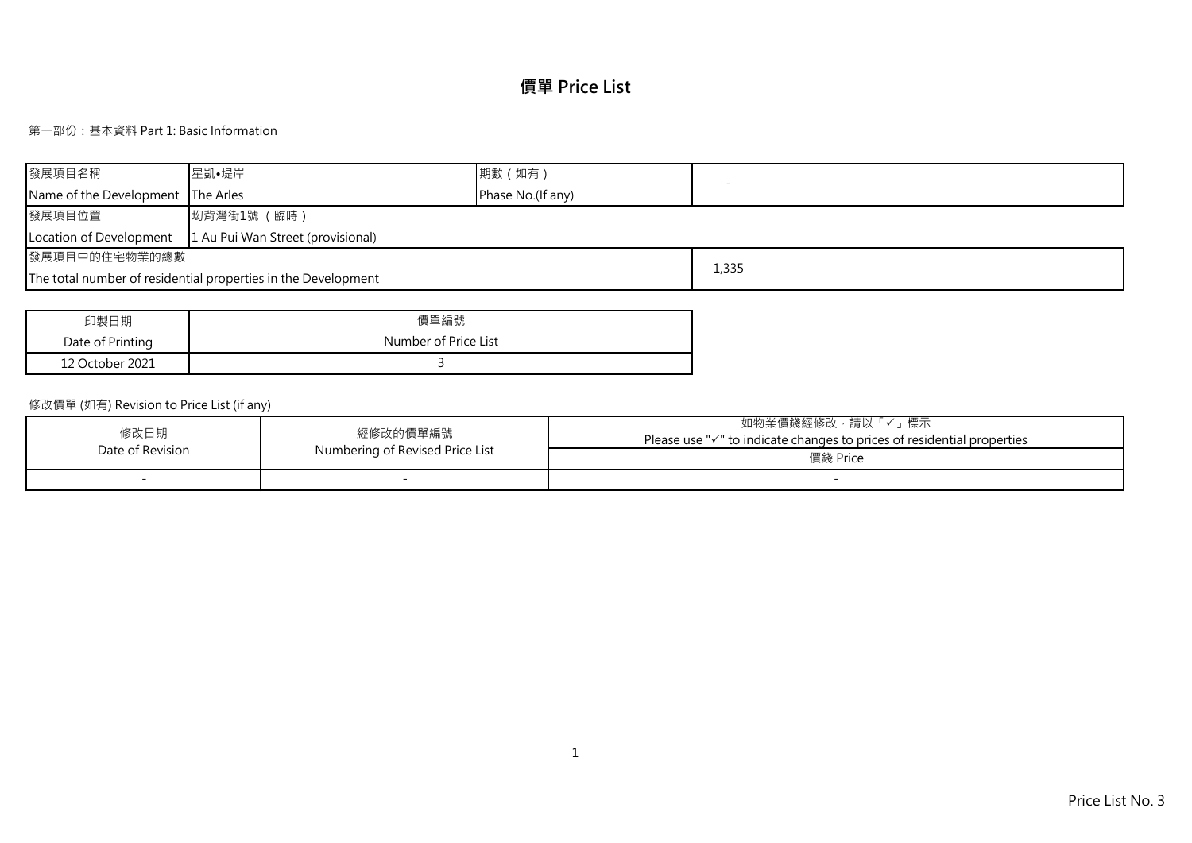# 價單 Price List

第一部份：基本資料 Part 1: Basic Information

| 發展項目名稱<br>Name of the Development | 星凱•堤岸<br>The Arles | 期數（如有）<br>Phase No.(If any) | - |
|---|---|---|---|
| 發展項目位置<br>Location of Development | 坳背灣街1號 （臨時）<br>1 Au Pui Wan Street (provisional) | | |
| 發展項目中的住宅物業的總數<br>The total number of residential properties in the Development | | | 1,335 |

| 印製日期<br>Date of Printing | 價單編號<br>Number of Price List |
|---|---|
| 12 October 2021 | 3 |

修改價單 (如有) Revision to Price List (if any)

| 修改日期<br>Date of Revision | 經修改的價單編號<br>Numbering of Revised Price List | 如物業價錢經修改，請以「✓」標示<br>Please use "✓" to indicate changes to prices of residential properties |
|---|---|---|
| | | 價錢 Price |
| - | - | - |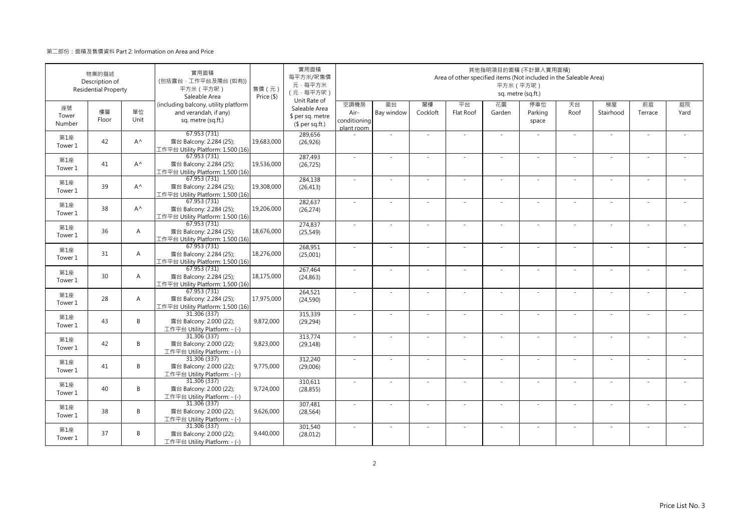第二部份：面積及售價資料 Part 2: Information on Area and Price

| 物業的描述 Description of Residential Property | | | 實用面積 (包括露台，工作平台及陽台 (如有)) 平方米（平方呎） Saleable Area (including balcony, utility platform and verandah, if any) sq. metre (sq.ft.) | 售價（元） Price ($) | 實用面積 每平方米/呎售價 元，每平方米 (元，每平方呎) Unit Rate of Saleable Area $ per sq. metre ($ per sq.ft.) | 其他指明項目的面積 (不計算入實用面積) Area of other specified items (Not included in the Saleable Area) 平方米（平方呎） sq. metre (sq.ft.) | | | | | | | | | |
|---|---|---|---|---|---|---|---|---|---|---|---|---|---|---|---|
| 座號 Tower Number | 樓層 Floor | 單位 Unit | | | | 空調機房 Air-conditioning plant room | 窗台 Bay window | 閣樓 Cockloft | 平台 Flat Roof | 花園 Garden | 停車位 Parking space | 天台 Roof | 梯屋 Stairhood | 前庭 Terrace | 庭院 Yard |
| 第1座 Tower 1 | 42 | A^ | 67.953 (731) 露台 Balcony: 2.284 (25); 工作平台 Utility Platform: 1.500 (16) | 19,683,000 | 289,656 (26,926) | - | - | - | - | - | - | - | - | - | - |
| 第1座 Tower 1 | 41 | A^ | 67.953 (731) 露台 Balcony: 2.284 (25); 工作平台 Utility Platform: 1.500 (16) | 19,536,000 | 287,493 (26,725) | - | - | - | - | - | - | - | - | - | - |
| 第1座 Tower 1 | 39 | A^ | 67.953 (731) 露台 Balcony: 2.284 (25); 工作平台 Utility Platform: 1.500 (16) | 19,308,000 | 284,138 (26,413) | - | - | - | - | - | - | - | - | - | - |
| 第1座 Tower 1 | 38 | A^ | 67.953 (731) 露台 Balcony: 2.284 (25); 工作平台 Utility Platform: 1.500 (16) | 19,206,000 | 282,637 (26,274) | - | - | - | - | - | - | - | - | - | - |
| 第1座 Tower 1 | 36 | A | 67.953 (731) 露台 Balcony: 2.284 (25); 工作平台 Utility Platform: 1.500 (16) | 18,676,000 | 274,837 (25,549) | - | - | - | - | - | - | - | - | - | - |
| 第1座 Tower 1 | 31 | A | 67.953 (731) 露台 Balcony: 2.284 (25); 工作平台 Utility Platform: 1.500 (16) | 18,276,000 | 268,951 (25,001) | - | - | - | - | - | - | - | - | - | - |
| 第1座 Tower 1 | 30 | A | 67.953 (731) 露台 Balcony: 2.284 (25); 工作平台 Utility Platform: 1.500 (16) | 18,175,000 | 267,464 (24,863) | - | - | - | - | - | - | - | - | - | - |
| 第1座 Tower 1 | 28 | A | 67.953 (731) 露台 Balcony: 2.284 (25); 工作平台 Utility Platform: 1.500 (16) | 17,975,000 | 264,521 (24,590) | - | - | - | - | - | - | - | - | - | - |
| 第1座 Tower 1 | 43 | B | 31.306 (337) 露台 Balcony: 2.000 (22); 工作平台 Utility Platform: - (-) | 9,872,000 | 315,339 (29,294) | - | - | - | - | - | - | - | - | - | - |
| 第1座 Tower 1 | 42 | B | 31.306 (337) 露台 Balcony: 2.000 (22); 工作平台 Utility Platform: - (-) | 9,823,000 | 313,774 (29,148) | - | - | - | - | - | - | - | - | - | - |
| 第1座 Tower 1 | 41 | B | 31.306 (337) 露台 Balcony: 2.000 (22); 工作平台 Utility Platform: - (-) | 9,775,000 | 312,240 (29,006) | - | - | - | - | - | - | - | - | - | - |
| 第1座 Tower 1 | 40 | B | 31.306 (337) 露台 Balcony: 2.000 (22); 工作平台 Utility Platform: - (-) | 9,724,000 | 310,611 (28,855) | - | - | - | - | - | - | - | - | - | - |
| 第1座 Tower 1 | 38 | B | 31.306 (337) 露台 Balcony: 2.000 (22); 工作平台 Utility Platform: - (-) | 9,626,000 | 307,481 (28,564) | - | - | - | - | - | - | - | - | - | - |
| 第1座 Tower 1 | 37 | B | 31.306 (337) 露台 Balcony: 2.000 (22); 工作平台 Utility Platform: - (-) | 9,440,000 | 301,540 (28,012) | - | - | - | - | - | - | - | - | - | - |

Price List No. 3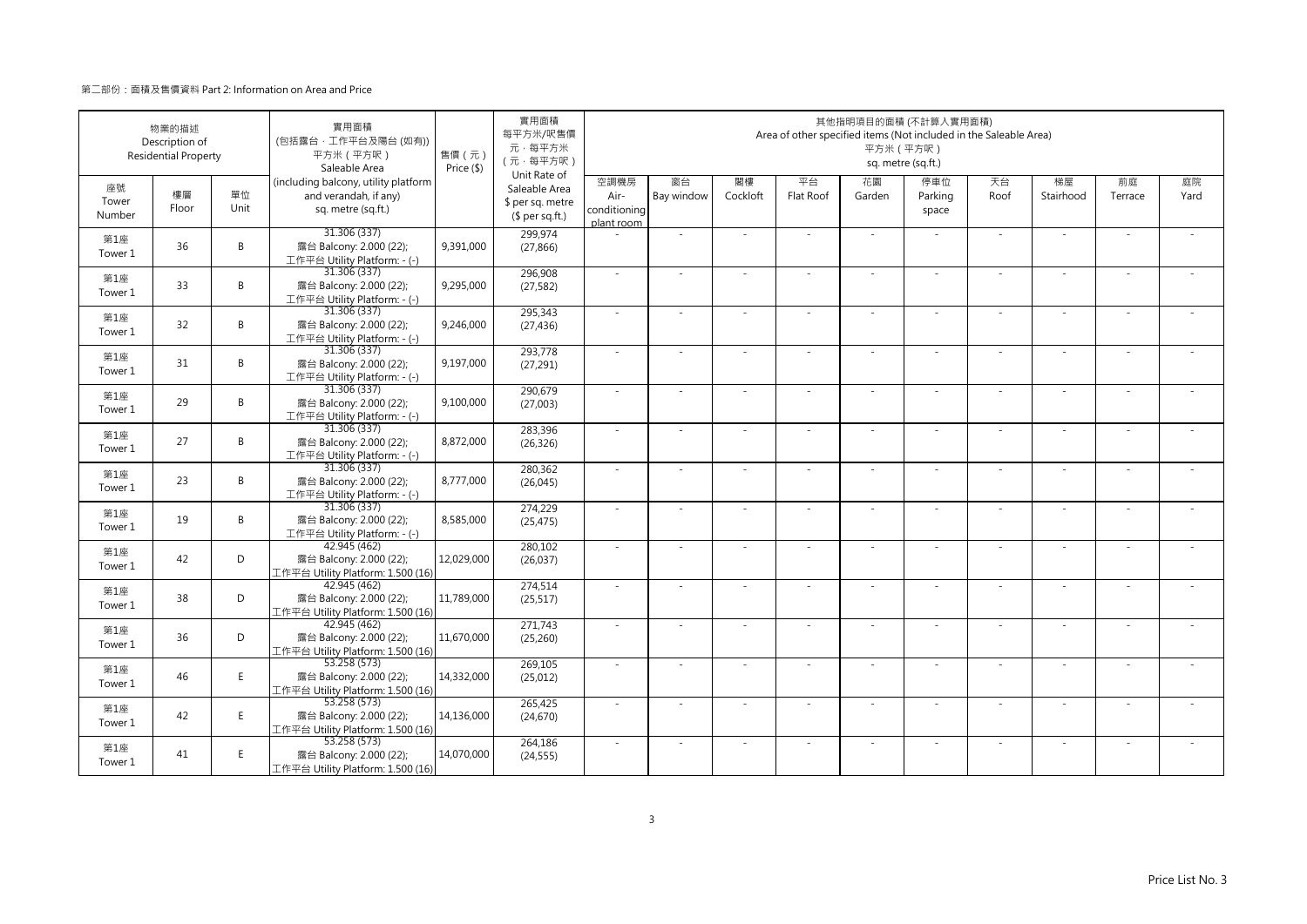第二部份：面積及售價資料 Part 2: Information on Area and Price

| 物業的描述 Description of Residential Property | | | 實用面積 (包括露台，工作平台及陽台 (如有)) 平方米（平方呎） Saleable Area (including balcony, utility platform and verandah, if any) sq. metre (sq.ft.) | 售價（元） Price ($) | 實用面積 每平方米/呎售價 元，每平方米 (元，每平方呎) Unit Rate of Saleable Area $ per sq. metre ($ per sq.ft.) | 其他指明項目的面積 (不計算入實用面積) Area of other specified items (Not included in the Saleable Area) 平方米（平方呎） sq. metre (sq.ft.) | | | | | | | | | |
|---|---|---|---|---|---|---|---|---|---|---|---|---|---|---|---|
| 座號 Tower Number | 樓層 Floor | 單位 Unit | | | | 空調機房 Air-conditioning plant room | 窗台 Bay window | 閣樓 Cockloft | 平台 Flat Roof | 花園 Garden | 停車位 Parking space | 天台 Roof | 梯屋 Stairhood | 前庭 Terrace | 庭院 Yard |
| 第1座 Tower 1 | 36 | B | 31.306 (337) 露台 Balcony: 2.000 (22); 工作平台 Utility Platform: - (-) | 9,391,000 | 299,974 (27,866) | - | - | - | - | - | - | - | - | - | - |
| 第1座 Tower 1 | 33 | B | 31.306 (337) 露台 Balcony: 2.000 (22); 工作平台 Utility Platform: - (-) | 9,295,000 | 296,908 (27,582) | - | - | - | - | - | - | - | - | - | - |
| 第1座 Tower 1 | 32 | B | 31.306 (337) 露台 Balcony: 2.000 (22); 工作平台 Utility Platform: - (-) | 9,246,000 | 295,343 (27,436) | - | - | - | - | - | - | - | - | - | - |
| 第1座 Tower 1 | 31 | B | 31.306 (337) 露台 Balcony: 2.000 (22); 工作平台 Utility Platform: - (-) | 9,197,000 | 293,778 (27,291) | - | - | - | - | - | - | - | - | - | - |
| 第1座 Tower 1 | 29 | B | 31.306 (337) 露台 Balcony: 2.000 (22); 工作平台 Utility Platform: - (-) | 9,100,000 | 290,679 (27,003) | - | - | - | - | - | - | - | - | - | - |
| 第1座 Tower 1 | 27 | B | 31.306 (337) 露台 Balcony: 2.000 (22); 工作平台 Utility Platform: - (-) | 8,872,000 | 283,396 (26,326) | - | - | - | - | - | - | - | - | - | - |
| 第1座 Tower 1 | 23 | B | 31.306 (337) 露台 Balcony: 2.000 (22); 工作平台 Utility Platform: - (-) | 8,777,000 | 280,362 (26,045) | - | - | - | - | - | - | - | - | - | - |
| 第1座 Tower 1 | 19 | B | 31.306 (337) 露台 Balcony: 2.000 (22); 工作平台 Utility Platform: - (-) | 8,585,000 | 274,229 (25,475) | - | - | - | - | - | - | - | - | - | - |
| 第1座 Tower 1 | 42 | D | 42.945 (462) 露台 Balcony: 2.000 (22); 工作平台 Utility Platform: 1.500 (16) | 12,029,000 | 280,102 (26,037) | - | - | - | - | - | - | - | - | - | - |
| 第1座 Tower 1 | 38 | D | 42.945 (462) 露台 Balcony: 2.000 (22); 工作平台 Utility Platform: 1.500 (16) | 11,789,000 | 274,514 (25,517) | - | - | - | - | - | - | - | - | - | - |
| 第1座 Tower 1 | 36 | D | 42.945 (462) 露台 Balcony: 2.000 (22); 工作平台 Utility Platform: 1.500 (16) | 11,670,000 | 271,743 (25,260) | - | - | - | - | - | - | - | - | - | - |
| 第1座 Tower 1 | 46 | E | 53.258 (573) 露台 Balcony: 2.000 (22); 工作平台 Utility Platform: 1.500 (16) | 14,332,000 | 269,105 (25,012) | - | - | - | - | - | - | - | - | - | - |
| 第1座 Tower 1 | 42 | E | 53.258 (573) 露台 Balcony: 2.000 (22); 工作平台 Utility Platform: 1.500 (16) | 14,136,000 | 265,425 (24,670) | - | - | - | - | - | - | - | - | - | - |
| 第1座 Tower 1 | 41 | E | 53.258 (573) 露台 Balcony: 2.000 (22); 工作平台 Utility Platform: 1.500 (16) | 14,070,000 | 264,186 (24,555) | - | - | - | - | - | - | - | - | - | - |

Price List No. 3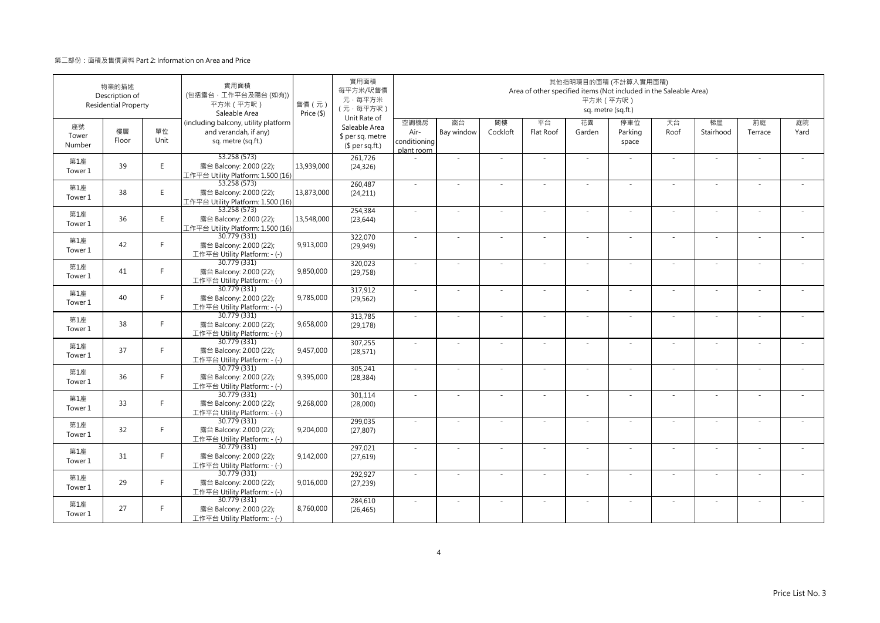第二部份：面積及售價資料 Part 2: Information on Area and Price

| 物業的描述 Description of Residential Property | | | 實用面積 (包括露台，工作平台及陽台 (如有)) 平方米（平方呎） Saleable Area (including balcony, utility platform and verandah, if any) sq. metre (sq.ft.) | 售價（元） Price ($) | 實用面積 每平方米/呎售價 元，每平方米 （元，每平方呎） Unit Rate of Saleable Area $ per sq. metre ($ per sq.ft.) | 其他指明項目的面積 (不計算入實用面積) Area of other specified items (Not included in the Saleable Area) 平方米（平方呎） sq. metre (sq.ft.) | | | | | | | | | |
|---|---|---|---|---|---|---|---|---|---|---|---|---|---|---|---|
| 座號 Tower Number | 樓層 Floor | 單位 Unit | | | | 空調機房 Air-conditioning plant room | 窗台 Bay window | 閣樓 Cockloft | 平台 Flat Roof | 花園 Garden | 停車位 Parking space | 天台 Roof | 梯屋 Stairhood | 前庭 Terrace | 庭院 Yard |
| 第1座 Tower 1 | 39 | E | 53.258 (573) 露台 Balcony: 2.000 (22); 工作平台 Utility Platform: 1.500 (16) | 13,939,000 | 261,726 (24,326) | - | - | - | - | - | - | - | - | - | - |
| 第1座 Tower 1 | 38 | E | 53.258 (573) 露台 Balcony: 2.000 (22); 工作平台 Utility Platform: 1.500 (16) | 13,873,000 | 260,487 (24,211) | - | - | - | - | - | - | - | - | - | - |
| 第1座 Tower 1 | 36 | E | 53.258 (573) 露台 Balcony: 2.000 (22); 工作平台 Utility Platform: 1.500 (16) | 13,548,000 | 254,384 (23,644) | - | - | - | - | - | - | - | - | - | - |
| 第1座 Tower 1 | 42 | F | 30.779 (331) 露台 Balcony: 2.000 (22); 工作平台 Utility Platform: - (-) | 9,913,000 | 322,070 (29,949) | - | - | - | - | - | - | - | - | - | - |
| 第1座 Tower 1 | 41 | F | 30.779 (331) 露台 Balcony: 2.000 (22); 工作平台 Utility Platform: - (-) | 9,850,000 | 320,023 (29,758) | - | - | - | - | - | - | - | - | - | - |
| 第1座 Tower 1 | 40 | F | 30.779 (331) 露台 Balcony: 2.000 (22); 工作平台 Utility Platform: - (-) | 9,785,000 | 317,912 (29,562) | - | - | - | - | - | - | - | - | - | - |
| 第1座 Tower 1 | 38 | F | 30.779 (331) 露台 Balcony: 2.000 (22); 工作平台 Utility Platform: - (-) | 9,658,000 | 313,785 (29,178) | - | - | - | - | - | - | - | - | - | - |
| 第1座 Tower 1 | 37 | F | 30.779 (331) 露台 Balcony: 2.000 (22); 工作平台 Utility Platform: - (-) | 9,457,000 | 307,255 (28,571) | - | - | - | - | - | - | - | - | - | - |
| 第1座 Tower 1 | 36 | F | 30.779 (331) 露台 Balcony: 2.000 (22); 工作平台 Utility Platform: - (-) | 9,395,000 | 305,241 (28,384) | - | - | - | - | - | - | - | - | - | - |
| 第1座 Tower 1 | 33 | F | 30.779 (331) 露台 Balcony: 2.000 (22); 工作平台 Utility Platform: - (-) | 9,268,000 | 301,114 (28,000) | - | - | - | - | - | - | - | - | - | - |
| 第1座 Tower 1 | 32 | F | 30.779 (331) 露台 Balcony: 2.000 (22); 工作平台 Utility Platform: - (-) | 9,204,000 | 299,035 (27,807) | - | - | - | - | - | - | - | - | - | - |
| 第1座 Tower 1 | 31 | F | 30.779 (331) 露台 Balcony: 2.000 (22); 工作平台 Utility Platform: - (-) | 9,142,000 | 297,021 (27,619) | - | - | - | - | - | - | - | - | - | - |
| 第1座 Tower 1 | 29 | F | 30.779 (331) 露台 Balcony: 2.000 (22); 工作平台 Utility Platform: - (-) | 9,016,000 | 292,927 (27,239) | - | - | - | - | - | - | - | - | - | - |
| 第1座 Tower 1 | 27 | F | 30.779 (331) 露台 Balcony: 2.000 (22); 工作平台 Utility Platform: - (-) | 8,760,000 | 284,610 (26,465) | - | - | - | - | - | - | - | - | - | - |

Price List No. 3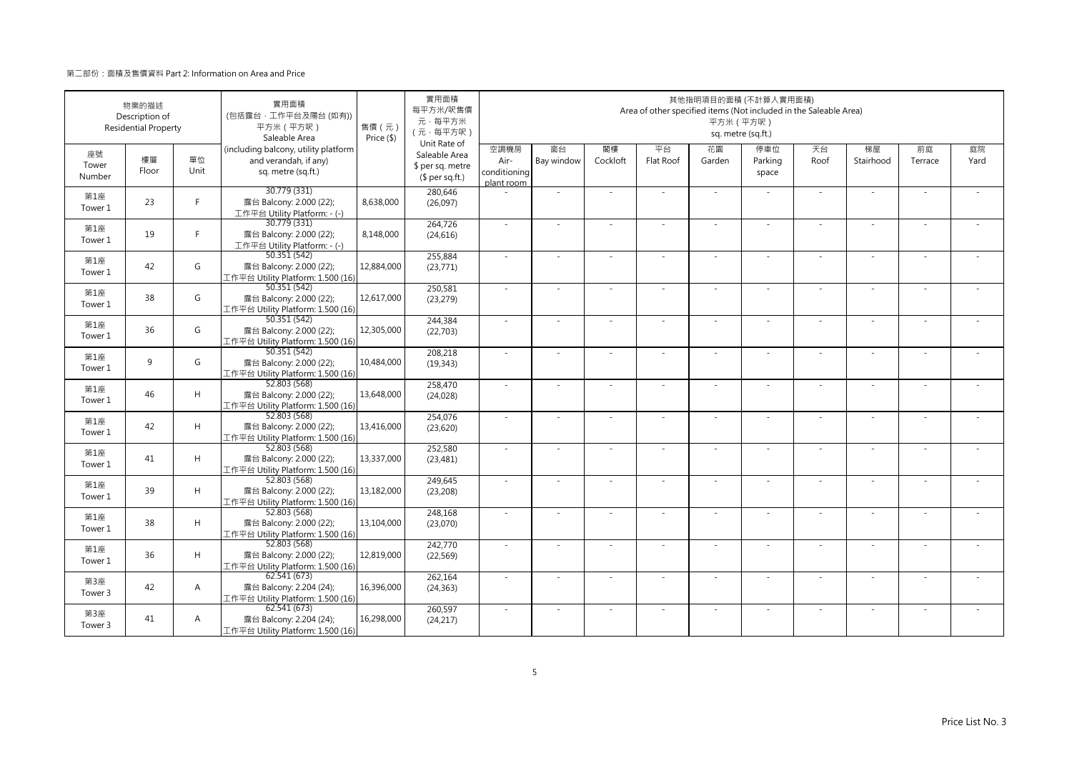第二部份：面積及售價資料 Part 2: Information on Area and Price

| 物業的描述 Description of Residential Property | | | 實用面積 (包括露台，工作平台及陽台 (如有)) 平方米（平方呎） Saleable Area (including balcony, utility platform and verandah, if any) sq. metre (sq.ft.) | 售價（元） Price ($) | 實用面積 每平方米/呎售價 元，每平方米 （元，每平方呎） Unit Rate of Saleable Area $ per sq. metre ($ per sq.ft.) | 其他指明項目的面積 (不計算入實用面積) Area of other specified items (Not included in the Saleable Area) 平方米（平方呎） sq. metre (sq.ft.) | | | | | | | | | |
|---|---|---|---|---|---|---|---|---|---|---|---|---|---|---|---|
| 座號 Tower Number | 樓層 Floor | 單位 Unit | | | | 空調機房 Air-conditioning plant room | 窗台 Bay window | 閣樓 Cockloft | 平台 Flat Roof | 花園 Garden | 停車位 Parking space | 天台 Roof | 梯屋 Stairhood | 前庭 Terrace | 庭院 Yard |
| 第1座 Tower 1 | 23 | F | 30.779 (331) 露台 Balcony: 2.000 (22); 工作平台 Utility Platform: - (-) | 8,638,000 | 280,646 (26,097) | - | - | - | - | - | - | - | - | - | - |
| 第1座 Tower 1 | 19 | F | 30.779 (331) 露台 Balcony: 2.000 (22); 工作平台 Utility Platform: - (-) | 8,148,000 | 264,726 (24,616) | - | - | - | - | - | - | - | - | - | - |
| 第1座 Tower 1 | 42 | G | 50.351 (542) 露台 Balcony: 2.000 (22); 工作平台 Utility Platform: 1.500 (16) | 12,884,000 | 255,884 (23,771) | - | - | - | - | - | - | - | - | - | - |
| 第1座 Tower 1 | 38 | G | 50.351 (542) 露台 Balcony: 2.000 (22); 工作平台 Utility Platform: 1.500 (16) | 12,617,000 | 250,581 (23,279) | - | - | - | - | - | - | - | - | - | - |
| 第1座 Tower 1 | 36 | G | 50.351 (542) 露台 Balcony: 2.000 (22); 工作平台 Utility Platform: 1.500 (16) | 12,305,000 | 244,384 (22,703) | - | - | - | - | - | - | - | - | - | - |
| 第1座 Tower 1 | 9 | G | 50.351 (542) 露台 Balcony: 2.000 (22); 工作平台 Utility Platform: 1.500 (16) | 10,484,000 | 208,218 (19,343) | - | - | - | - | - | - | - | - | - | - |
| 第1座 Tower 1 | 46 | H | 52.803 (568) 露台 Balcony: 2.000 (22); 工作平台 Utility Platform: 1.500 (16) | 13,648,000 | 258,470 (24,028) | - | - | - | - | - | - | - | - | - | - |
| 第1座 Tower 1 | 42 | H | 52.803 (568) 露台 Balcony: 2.000 (22); 工作平台 Utility Platform: 1.500 (16) | 13,416,000 | 254,076 (23,620) | - | - | - | - | - | - | - | - | - | - |
| 第1座 Tower 1 | 41 | H | 52.803 (568) 露台 Balcony: 2.000 (22); 工作平台 Utility Platform: 1.500 (16) | 13,337,000 | 252,580 (23,481) | - | - | - | - | - | - | - | - | - | - |
| 第1座 Tower 1 | 39 | H | 52.803 (568) 露台 Balcony: 2.000 (22); 工作平台 Utility Platform: 1.500 (16) | 13,182,000 | 249,645 (23,208) | - | - | - | - | - | - | - | - | - | - |
| 第1座 Tower 1 | 38 | H | 52.803 (568) 露台 Balcony: 2.000 (22); 工作平台 Utility Platform: 1.500 (16) | 13,104,000 | 248,168 (23,070) | - | - | - | - | - | - | - | - | - | - |
| 第1座 Tower 1 | 36 | H | 52.803 (568) 露台 Balcony: 2.000 (22); 工作平台 Utility Platform: 1.500 (16) | 12,819,000 | 242,770 (22,569) | - | - | - | - | - | - | - | - | - | - |
| 第3座 Tower 3 | 42 | A | 62.541 (673) 露台 Balcony: 2.204 (24); 工作平台 Utility Platform: 1.500 (16) | 16,396,000 | 262,164 (24,363) | - | - | - | - | - | - | - | - | - | - |
| 第3座 Tower 3 | 41 | A | 62.541 (673) 露台 Balcony: 2.204 (24); 工作平台 Utility Platform: 1.500 (16) | 16,298,000 | 260,597 (24,217) | - | - | - | - | - | - | - | - | - | - |

Price List No. 3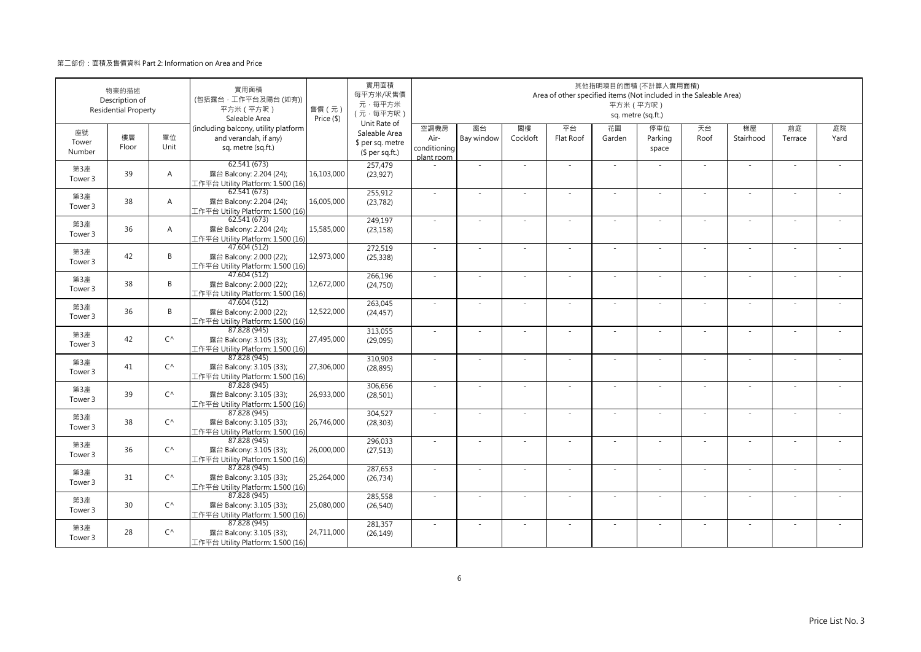第二部份：面積及售價資料 Part 2: Information on Area and Price

| 物業的描述 Description of Residential Property | | | 實用面積 (包括露台，工作平台及陽台 (如有)) 平方米（平方呎） Saleable Area (including balcony, utility platform and verandah, if any) sq. metre (sq.ft.) | 售價（元） Price ($) | 實用面積 每平方米/呎售價 元，每平方米 (元，每平方呎) Unit Rate of Saleable Area $ per sq. metre ($ per sq.ft.) | 其他指明項目的面積 (不計算入實用面積) Area of other specified items (Not included in the Saleable Area) 平方米（平方呎） sq. metre (sq.ft.) | | | | | | | | | |
|---|---|---|---|---|---|---|---|---|---|---|---|---|---|---|---|
| 座號 Tower Number | 樓層 Floor | 單位 Unit | | | | 空調機房 Air-conditioning plant room | 窗台 Bay window | 閣樓 Cockloft | 平台 Flat Roof | 花園 Garden | 停車位 Parking space | 天台 Roof | 梯屋 Stairhood | 前庭 Terrace | 庭院 Yard |
| 第3座 Tower 3 | 39 | A | 62.541 (673) 露台 Balcony: 2.204 (24); 工作平台 Utility Platform: 1.500 (16) | 16,103,000 | 257,479 (23,927) | - | - | - | - | - | - | - | - | - | - |
| 第3座 Tower 3 | 38 | A | 62.541 (673) 露台 Balcony: 2.204 (24); 工作平台 Utility Platform: 1.500 (16) | 16,005,000 | 255,912 (23,782) | - | - | - | - | - | - | - | - | - | - |
| 第3座 Tower 3 | 36 | A | 62.541 (673) 露台 Balcony: 2.204 (24); 工作平台 Utility Platform: 1.500 (16) | 15,585,000 | 249,197 (23,158) | - | - | - | - | - | - | - | - | - | - |
| 第3座 Tower 3 | 42 | B | 47.604 (512) 露台 Balcony: 2.000 (22); 工作平台 Utility Platform: 1.500 (16) | 12,973,000 | 272,519 (25,338) | - | - | - | - | - | - | - | - | - | - |
| 第3座 Tower 3 | 38 | B | 47.604 (512) 露台 Balcony: 2.000 (22); 工作平台 Utility Platform: 1.500 (16) | 12,672,000 | 266,196 (24,750) | - | - | - | - | - | - | - | - | - | - |
| 第3座 Tower 3 | 36 | B | 47.604 (512) 露台 Balcony: 2.000 (22); 工作平台 Utility Platform: 1.500 (16) | 12,522,000 | 263,045 (24,457) | - | - | - | - | - | - | - | - | - | - |
| 第3座 Tower 3 | 42 | C^ | 87.828 (945) 露台 Balcony: 3.105 (33); 工作平台 Utility Platform: 1.500 (16) | 27,495,000 | 313,055 (29,095) | - | - | - | - | - | - | - | - | - | - |
| 第3座 Tower 3 | 41 | C^ | 87.828 (945) 露台 Balcony: 3.105 (33); 工作平台 Utility Platform: 1.500 (16) | 27,306,000 | 310,903 (28,895) | - | - | - | - | - | - | - | - | - | - |
| 第3座 Tower 3 | 39 | C^ | 87.828 (945) 露台 Balcony: 3.105 (33); 工作平台 Utility Platform: 1.500 (16) | 26,933,000 | 306,656 (28,501) | - | - | - | - | - | - | - | - | - | - |
| 第3座 Tower 3 | 38 | C^ | 87.828 (945) 露台 Balcony: 3.105 (33); 工作平台 Utility Platform: 1.500 (16) | 26,746,000 | 304,527 (28,303) | - | - | - | - | - | - | - | - | - | - |
| 第3座 Tower 3 | 36 | C^ | 87.828 (945) 露台 Balcony: 3.105 (33); 工作平台 Utility Platform: 1.500 (16) | 26,000,000 | 296,033 (27,513) | - | - | - | - | - | - | - | - | - | - |
| 第3座 Tower 3 | 31 | C^ | 87.828 (945) 露台 Balcony: 3.105 (33); 工作平台 Utility Platform: 1.500 (16) | 25,264,000 | 287,653 (26,734) | - | - | - | - | - | - | - | - | - | - |
| 第3座 Tower 3 | 30 | C^ | 87.828 (945) 露台 Balcony: 3.105 (33); 工作平台 Utility Platform: 1.500 (16) | 25,080,000 | 285,558 (26,540) | - | - | - | - | - | - | - | - | - | - |
| 第3座 Tower 3 | 28 | C^ | 87.828 (945) 露台 Balcony: 3.105 (33); 工作平台 Utility Platform: 1.500 (16) | 24,711,000 | 281,357 (26,149) | - | - | - | - | - | - | - | - | - | - |

Price List No. 3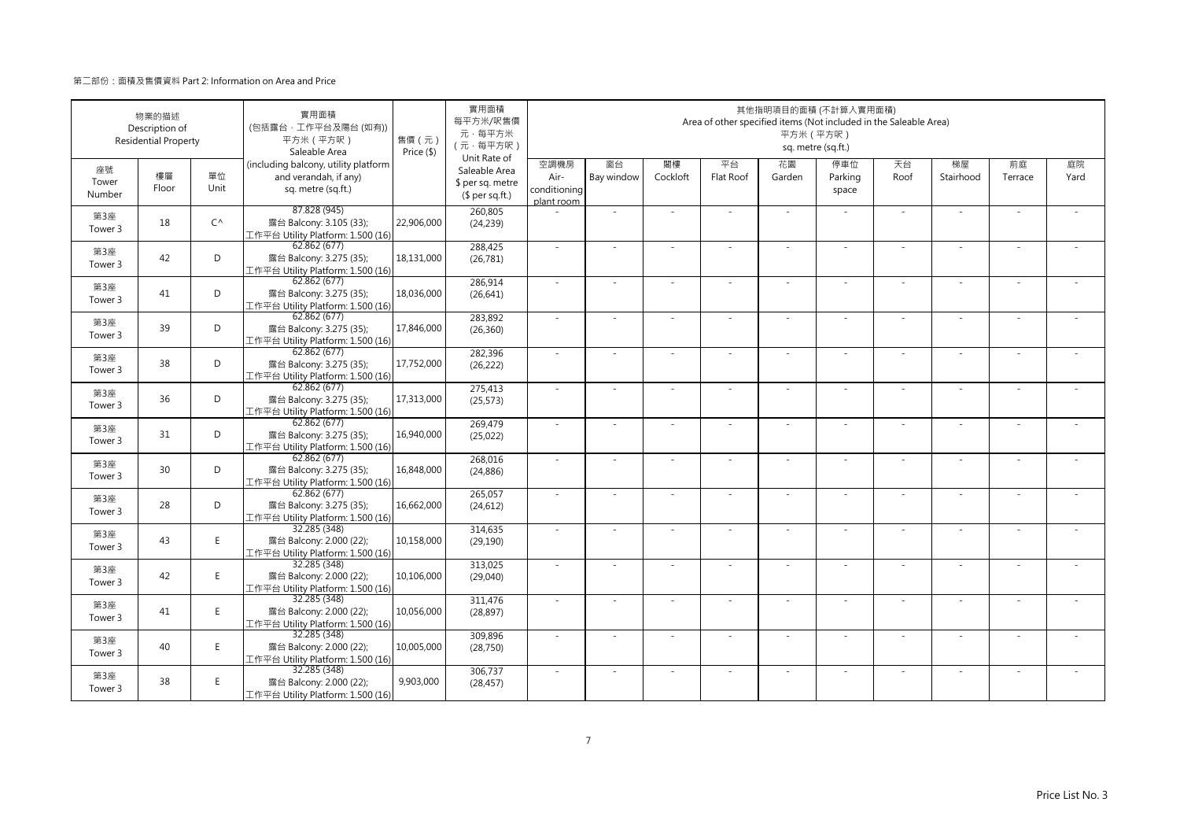第二部份：面積及售價資料 Part 2: Information on Area and Price

| 物業的描述 Description of Residential Property | | | 實用面積 (包括露台，工作平台及陽台 (如有)) 平方米（平方呎） Saleable Area | 售價（元） Price ($) | 實用面積 每平方米/呎售價 元，每平方米 （元，每平方呎） Unit Rate of Saleable Area | 其他指明項目的面積 (不計算入實用面積) Area of other specified items (Not included in the Saleable Area) 平方米（平方呎） sq. metre (sq.ft.) | | | | | | | | | |
|---|---|---|---|---|---|---|---|---|---|---|---|---|---|---|---|
| 座號 Tower Number | 樓層 Floor | 單位 Unit | (including balcony, utility platform and verandah, if any) sq. metre (sq.ft.) | | \$ per sq. metre (\$ per sq.ft.) | 空調機房 Air-conditioning plant room | 窗台 Bay window | 閣樓 Cockloft | 平台 Flat Roof | 花園 Garden | 停車位 Parking space | 天台 Roof | 梯屋 Stairhood | 前庭 Terrace | 庭院 Yard |
| 第3座 Tower 3 | 18 | C^ | 87.828 (945) 露台 Balcony: 3.105 (33); 工作平台 Utility Platform: 1.500 (16) | 22,906,000 | 260,805 (24,239) | - | - | - | - | - | - | - | - | - | - |
| 第3座 Tower 3 | 42 | D | 62.862 (677) 露台 Balcony: 3.275 (35); 工作平台 Utility Platform: 1.500 (16) | 18,131,000 | 288,425 (26,781) | - | - | - | - | - | - | - | - | - | - |
| 第3座 Tower 3 | 41 | D | 62.862 (677) 露台 Balcony: 3.275 (35); 工作平台 Utility Platform: 1.500 (16) | 18,036,000 | 286,914 (26,641) | - | - | - | - | - | - | - | - | - | - |
| 第3座 Tower 3 | 39 | D | 62.862 (677) 露台 Balcony: 3.275 (35); 工作平台 Utility Platform: 1.500 (16) | 17,846,000 | 283,892 (26,360) | - | - | - | - | - | - | - | - | - | - |
| 第3座 Tower 3 | 38 | D | 62.862 (677) 露台 Balcony: 3.275 (35); 工作平台 Utility Platform: 1.500 (16) | 17,752,000 | 282,396 (26,222) | - | - | - | - | - | - | - | - | - | - |
| 第3座 Tower 3 | 36 | D | 62.862 (677) 露台 Balcony: 3.275 (35); 工作平台 Utility Platform: 1.500 (16) | 17,313,000 | 275,413 (25,573) | - | - | - | - | - | - | - | - | - | - |
| 第3座 Tower 3 | 31 | D | 62.862 (677) 露台 Balcony: 3.275 (35); 工作平台 Utility Platform: 1.500 (16) | 16,940,000 | 269,479 (25,022) | - | - | - | - | - | - | - | - | - | - |
| 第3座 Tower 3 | 30 | D | 62.862 (677) 露台 Balcony: 3.275 (35); 工作平台 Utility Platform: 1.500 (16) | 16,848,000 | 268,016 (24,886) | - | - | - | - | - | - | - | - | - | - |
| 第3座 Tower 3 | 28 | D | 62.862 (677) 露台 Balcony: 3.275 (35); 工作平台 Utility Platform: 1.500 (16) | 16,662,000 | 265,057 (24,612) | - | - | - | - | - | - | - | - | - | - |
| 第3座 Tower 3 | 43 | E | 32.285 (348) 露台 Balcony: 2.000 (22); 工作平台 Utility Platform: 1.500 (16) | 10,158,000 | 314,635 (29,190) | - | - | - | - | - | - | - | - | - | - |
| 第3座 Tower 3 | 42 | E | 32.285 (348) 露台 Balcony: 2.000 (22); 工作平台 Utility Platform: 1.500 (16) | 10,106,000 | 313,025 (29,040) | - | - | - | - | - | - | - | - | - | - |
| 第3座 Tower 3 | 41 | E | 32.285 (348) 露台 Balcony: 2.000 (22); 工作平台 Utility Platform: 1.500 (16) | 10,056,000 | 311,476 (28,897) | - | - | - | - | - | - | - | - | - | - |
| 第3座 Tower 3 | 40 | E | 32.285 (348) 露台 Balcony: 2.000 (22); 工作平台 Utility Platform: 1.500 (16) | 10,005,000 | 309,896 (28,750) | - | - | - | - | - | - | - | - | - | - |
| 第3座 Tower 3 | 38 | E | 32.285 (348) 露台 Balcony: 2.000 (22); 工作平台 Utility Platform: 1.500 (16) | 9,903,000 | 306,737 (28,457) | - | - | - | - | - | - | - | - | - | - |

Price List No. 3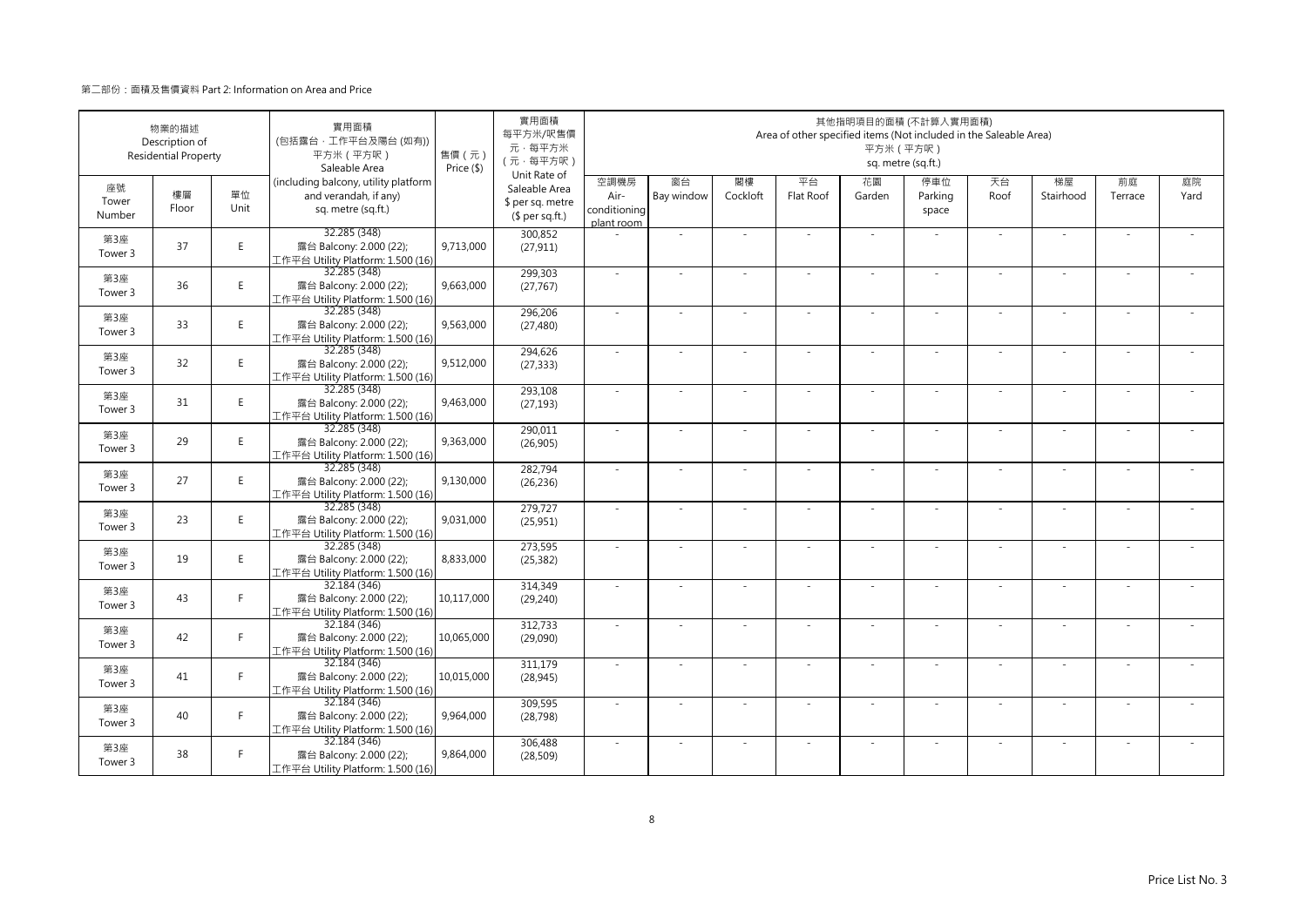第二部份：面積及售價資料 Part 2: Information on Area and Price

| 物業的描述 Description of Residential Property | | | 實用面積 (包括露台，工作平台及陽台 (如有)) 平方米（平方呎） Saleable Area (including balcony, utility platform and verandah, if any) sq. metre (sq.ft.) | 售價（元） Price ($) | 實用面積 每平方米/呎售價 元，每平方米 （元，每平方呎） Unit Rate of Saleable Area $ per sq. metre ($ per sq.ft.) | 其他指明項目的面積 (不計算入實用面積) Area of other specified items (Not included in the Saleable Area) 平方米（平方呎） sq. metre (sq.ft.) | | | | | | | | | |
|---|---|---|---|---|---|---|---|---|---|---|---|---|---|---|---|
| 座號 Tower Number | 樓層 Floor | 單位 Unit | | | | 空調機房 Air-conditioning plant room | 窗台 Bay window | 閣樓 Cockloft | 平台 Flat Roof | 花園 Garden | 停車位 Parking space | 天台 Roof | 梯屋 Stairhood | 前庭 Terrace | 庭院 Yard |
| 第3座 Tower 3 | 37 | E | 32.285 (348) 露台 Balcony: 2.000 (22); 工作平台 Utility Platform: 1.500 (16) | 9,713,000 | 300,852 (27,911) | - | - | - | - | - | - | - | - | - | - |
| 第3座 Tower 3 | 36 | E | 32.285 (348) 露台 Balcony: 2.000 (22); 工作平台 Utility Platform: 1.500 (16) | 9,663,000 | 299,303 (27,767) | - | - | - | - | - | - | - | - | - | - |
| 第3座 Tower 3 | 33 | E | 32.285 (348) 露台 Balcony: 2.000 (22); 工作平台 Utility Platform: 1.500 (16) | 9,563,000 | 296,206 (27,480) | - | - | - | - | - | - | - | - | - | - |
| 第3座 Tower 3 | 32 | E | 32.285 (348) 露台 Balcony: 2.000 (22); 工作平台 Utility Platform: 1.500 (16) | 9,512,000 | 294,626 (27,333) | - | - | - | - | - | - | - | - | - | - |
| 第3座 Tower 3 | 31 | E | 32.285 (348) 露台 Balcony: 2.000 (22); 工作平台 Utility Platform: 1.500 (16) | 9,463,000 | 293,108 (27,193) | - | - | - | - | - | - | - | - | - | - |
| 第3座 Tower 3 | 29 | E | 32.285 (348) 露台 Balcony: 2.000 (22); 工作平台 Utility Platform: 1.500 (16) | 9,363,000 | 290,011 (26,905) | - | - | - | - | - | - | - | - | - | - |
| 第3座 Tower 3 | 27 | E | 32.285 (348) 露台 Balcony: 2.000 (22); 工作平台 Utility Platform: 1.500 (16) | 9,130,000 | 282,794 (26,236) | - | - | - | - | - | - | - | - | - | - |
| 第3座 Tower 3 | 23 | E | 32.285 (348) 露台 Balcony: 2.000 (22); 工作平台 Utility Platform: 1.500 (16) | 9,031,000 | 279,727 (25,951) | - | - | - | - | - | - | - | - | - | - |
| 第3座 Tower 3 | 19 | E | 32.285 (348) 露台 Balcony: 2.000 (22); 工作平台 Utility Platform: 1.500 (16) | 8,833,000 | 273,595 (25,382) | - | - | - | - | - | - | - | - | - | - |
| 第3座 Tower 3 | 43 | F | 32.184 (346) 露台 Balcony: 2.000 (22); 工作平台 Utility Platform: 1.500 (16) | 10,117,000 | 314,349 (29,240) | - | - | - | - | - | - | - | - | - | - |
| 第3座 Tower 3 | 42 | F | 32.184 (346) 露台 Balcony: 2.000 (22); 工作平台 Utility Platform: 1.500 (16) | 10,065,000 | 312,733 (29,090) | - | - | - | - | - | - | - | - | - | - |
| 第3座 Tower 3 | 41 | F | 32.184 (346) 露台 Balcony: 2.000 (22); 工作平台 Utility Platform: 1.500 (16) | 10,015,000 | 311,179 (28,945) | - | - | - | - | - | - | - | - | - | - |
| 第3座 Tower 3 | 40 | F | 32.184 (346) 露台 Balcony: 2.000 (22); 工作平台 Utility Platform: 1.500 (16) | 9,964,000 | 309,595 (28,798) | - | - | - | - | - | - | - | - | - | - |
| 第3座 Tower 3 | 38 | F | 32.184 (346) 露台 Balcony: 2.000 (22); 工作平台 Utility Platform: 1.500 (16) | 9,864,000 | 306,488 (28,509) | - | - | - | - | - | - | - | - | - | - |

Price List No. 3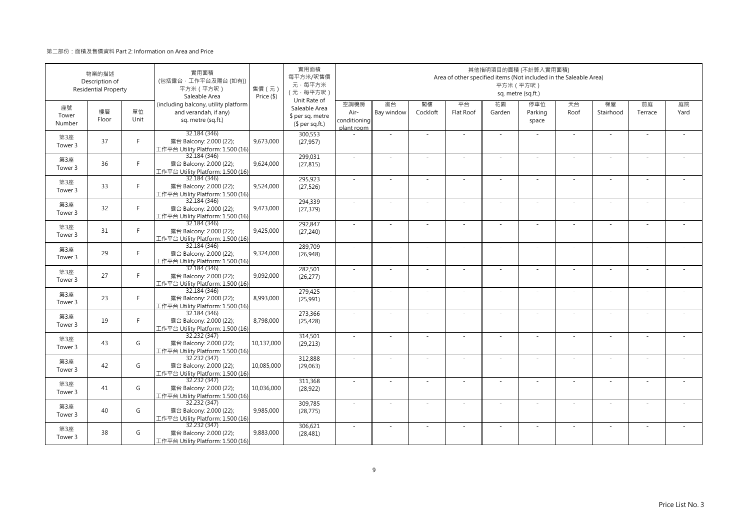第二部份：面積及售價資料 Part 2: Information on Area and Price

| 物業的描述 Description of Residential Property | | | 實用面積 (包括露台，工作平台及陽台 (如有)) 平方米（平方呎） Saleable Area (including balcony, utility platform and verandah, if any) sq. metre (sq.ft.) | 售價（元） Price ($) | 實用面積 每平方米/呎售價 元，每平方米 (元，每平方呎) Unit Rate of Saleable Area $ per sq. metre ($ per sq.ft.) | 其他指明項目的面積 (不計算入實用面積) Area of other specified items (Not included in the Saleable Area) 平方米（平方呎） sq. metre (sq.ft.) | | | | | | | | | |
|---|---|---|---|---|---|---|---|---|---|---|---|---|---|---|---|
| 座號 Tower Number | 樓層 Floor | 單位 Unit | | | | 空調機房 Air-conditioning plant room | 窗台 Bay window | 閣樓 Cockloft | 平台 Flat Roof | 花園 Garden | 停車位 Parking space | 天台 Roof | 梯屋 Stairhood | 前庭 Terrace | 庭院 Yard |
| 第3座 Tower 3 | 37 | F | 32.184 (346) 露台 Balcony: 2.000 (22); 工作平台 Utility Platform: 1.500 (16) | 9,673,000 | 300,553 (27,957) | - | - | - | - | - | - | - | - | - | - |
| 第3座 Tower 3 | 36 | F | 32.184 (346) 露台 Balcony: 2.000 (22); 工作平台 Utility Platform: 1.500 (16) | 9,624,000 | 299,031 (27,815) | - | - | - | - | - | - | - | - | - | - |
| 第3座 Tower 3 | 33 | F | 32.184 (346) 露台 Balcony: 2.000 (22); 工作平台 Utility Platform: 1.500 (16) | 9,524,000 | 295,923 (27,526) | - | - | - | - | - | - | - | - | - | - |
| 第3座 Tower 3 | 32 | F | 32.184 (346) 露台 Balcony: 2.000 (22); 工作平台 Utility Platform: 1.500 (16) | 9,473,000 | 294,339 (27,379) | - | - | - | - | - | - | - | - | - | - |
| 第3座 Tower 3 | 31 | F | 32.184 (346) 露台 Balcony: 2.000 (22); 工作平台 Utility Platform: 1.500 (16) | 9,425,000 | 292,847 (27,240) | - | - | - | - | - | - | - | - | - | - |
| 第3座 Tower 3 | 29 | F | 32.184 (346) 露台 Balcony: 2.000 (22); 工作平台 Utility Platform: 1.500 (16) | 9,324,000 | 289,709 (26,948) | - | - | - | - | - | - | - | - | - | - |
| 第3座 Tower 3 | 27 | F | 32.184 (346) 露台 Balcony: 2.000 (22); 工作平台 Utility Platform: 1.500 (16) | 9,092,000 | 282,501 (26,277) | - | - | - | - | - | - | - | - | - | - |
| 第3座 Tower 3 | 23 | F | 32.184 (346) 露台 Balcony: 2.000 (22); 工作平台 Utility Platform: 1.500 (16) | 8,993,000 | 279,425 (25,991) | - | - | - | - | - | - | - | - | - | - |
| 第3座 Tower 3 | 19 | F | 32.184 (346) 露台 Balcony: 2.000 (22); 工作平台 Utility Platform: 1.500 (16) | 8,798,000 | 273,366 (25,428) | - | - | - | - | - | - | - | - | - | - |
| 第3座 Tower 3 | 43 | G | 32.232 (347) 露台 Balcony: 2.000 (22); 工作平台 Utility Platform: 1.500 (16) | 10,137,000 | 314,501 (29,213) | - | - | - | - | - | - | - | - | - | - |
| 第3座 Tower 3 | 42 | G | 32.232 (347) 露台 Balcony: 2.000 (22); 工作平台 Utility Platform: 1.500 (16) | 10,085,000 | 312,888 (29,063) | - | - | - | - | - | - | - | - | - | - |
| 第3座 Tower 3 | 41 | G | 32.232 (347) 露台 Balcony: 2.000 (22); 工作平台 Utility Platform: 1.500 (16) | 10,036,000 | 311,368 (28,922) | - | - | - | - | - | - | - | - | - | - |
| 第3座 Tower 3 | 40 | G | 32.232 (347) 露台 Balcony: 2.000 (22); 工作平台 Utility Platform: 1.500 (16) | 9,985,000 | 309,785 (28,775) | - | - | - | - | - | - | - | - | - | - |
| 第3座 Tower 3 | 38 | G | 32.232 (347) 露台 Balcony: 2.000 (22); 工作平台 Utility Platform: 1.500 (16) | 9,883,000 | 306,621 (28,481) | - | - | - | - | - | - | - | - | - | - |

Price List No. 3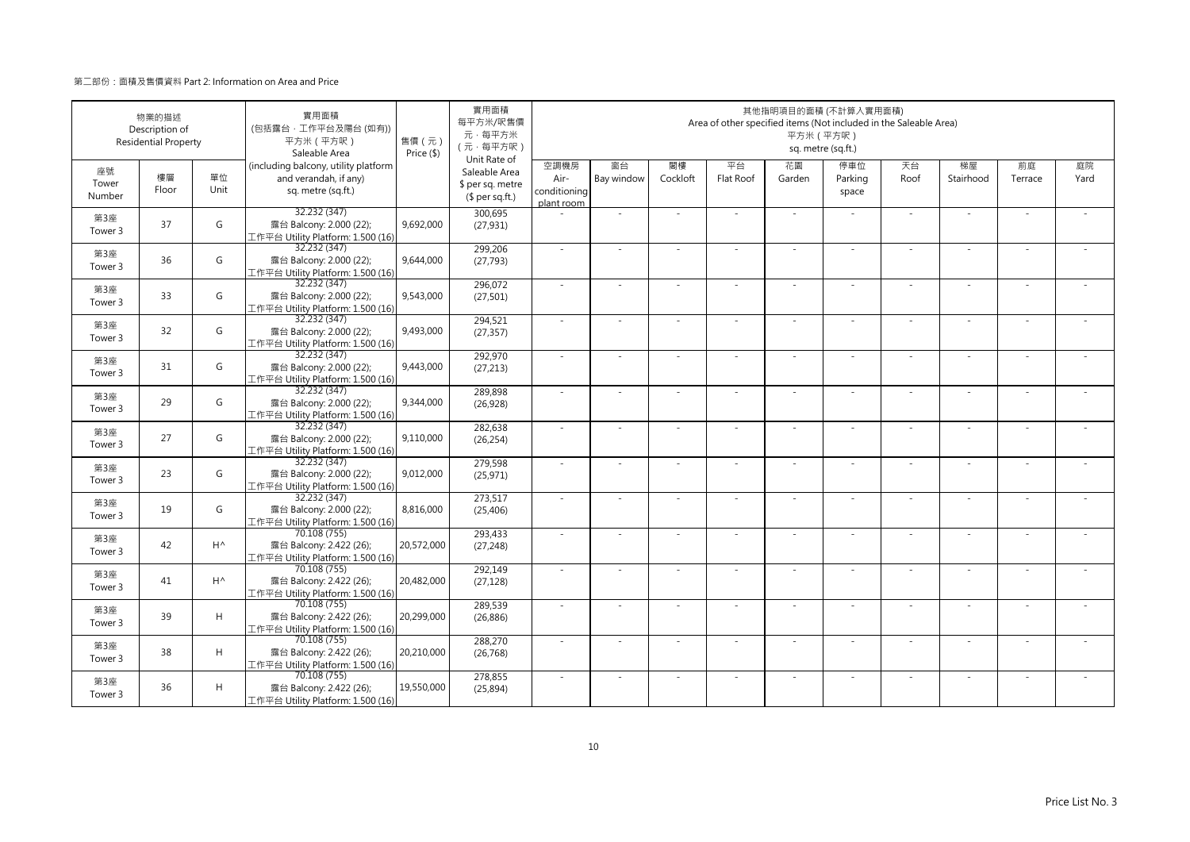第二部份：面積及售價資料 Part 2: Information on Area and Price

| 物業的描述 Description of Residential Property | | | 實用面積 (包括露台，工作平台及陽台 (如有)) 平方米（平方呎） Saleable Area (including balcony, utility platform and verandah, if any) sq. metre (sq.ft.) | 售價（元） Price ($) | 實用面積 每平方米/呎售價 元，每平方米 （元，每平方呎） Unit Rate of Saleable Area $ per sq. metre ($ per sq.ft.) | 其他指明項目的面積 (不計算入實用面積) Area of other specified items (Not included in the Saleable Area) 平方米（平方呎） sq. metre (sq.ft.) | | | | | | | | | |
|---|---|---|---|---|---|---|---|---|---|---|---|---|---|---|---|
| 座號 Tower Number | 樓層 Floor | 單位 Unit | | | | 空調機房 Air-conditioning plant room | 窗台 Bay window | 閣樓 Cockloft | 平台 Flat Roof | 花園 Garden | 停車位 Parking space | 天台 Roof | 梯屋 Stairhood | 前庭 Terrace | 庭院 Yard |
| 第3座 Tower 3 | 37 | G | 32.232 (347) 露台 Balcony: 2.000 (22); 工作平台 Utility Platform: 1.500 (16) | 9,692,000 | 300,695 (27,931) | - | - | - | - | - | - | - | - | - | - |
| 第3座 Tower 3 | 36 | G | 32.232 (347) 露台 Balcony: 2.000 (22); 工作平台 Utility Platform: 1.500 (16) | 9,644,000 | 299,206 (27,793) | - | - | - | - | - | - | - | - | - | - |
| 第3座 Tower 3 | 33 | G | 32.232 (347) 露台 Balcony: 2.000 (22); 工作平台 Utility Platform: 1.500 (16) | 9,543,000 | 296,072 (27,501) | - | - | - | - | - | - | - | - | - | - |
| 第3座 Tower 3 | 32 | G | 32.232 (347) 露台 Balcony: 2.000 (22); 工作平台 Utility Platform: 1.500 (16) | 9,493,000 | 294,521 (27,357) | - | - | - | - | - | - | - | - | - | - |
| 第3座 Tower 3 | 31 | G | 32.232 (347) 露台 Balcony: 2.000 (22); 工作平台 Utility Platform: 1.500 (16) | 9,443,000 | 292,970 (27,213) | - | - | - | - | - | - | - | - | - | - |
| 第3座 Tower 3 | 29 | G | 32.232 (347) 露台 Balcony: 2.000 (22); 工作平台 Utility Platform: 1.500 (16) | 9,344,000 | 289,898 (26,928) | - | - | - | - | - | - | - | - | - | - |
| 第3座 Tower 3 | 27 | G | 32.232 (347) 露台 Balcony: 2.000 (22); 工作平台 Utility Platform: 1.500 (16) | 9,110,000 | 282,638 (26,254) | - | - | - | - | - | - | - | - | - | - |
| 第3座 Tower 3 | 23 | G | 32.232 (347) 露台 Balcony: 2.000 (22); 工作平台 Utility Platform: 1.500 (16) | 9,012,000 | 279,598 (25,971) | - | - | - | - | - | - | - | - | - | - |
| 第3座 Tower 3 | 19 | G | 32.232 (347) 露台 Balcony: 2.000 (22); 工作平台 Utility Platform: 1.500 (16) | 8,816,000 | 273,517 (25,406) | - | - | - | - | - | - | - | - | - | - |
| 第3座 Tower 3 | 42 | H^ | 70.108 (755) 露台 Balcony: 2.422 (26); 工作平台 Utility Platform: 1.500 (16) | 20,572,000 | 293,433 (27,248) | - | - | - | - | - | - | - | - | - | - |
| 第3座 Tower 3 | 41 | H^ | 70.108 (755) 露台 Balcony: 2.422 (26); 工作平台 Utility Platform: 1.500 (16) | 20,482,000 | 292,149 (27,128) | - | - | - | - | - | - | - | - | - | - |
| 第3座 Tower 3 | 39 | H | 70.108 (755) 露台 Balcony: 2.422 (26); 工作平台 Utility Platform: 1.500 (16) | 20,299,000 | 289,539 (26,886) | - | - | - | - | - | - | - | - | - | - |
| 第3座 Tower 3 | 38 | H | 70.108 (755) 露台 Balcony: 2.422 (26); 工作平台 Utility Platform: 1.500 (16) | 20,210,000 | 288,270 (26,768) | - | - | - | - | - | - | - | - | - | - |
| 第3座 Tower 3 | 36 | H | 70.108 (755) 露台 Balcony: 2.422 (26); 工作平台 Utility Platform: 1.500 (16) | 19,550,000 | 278,855 (25,894) | - | - | - | - | - | - | - | - | - | - |

Price List No. 3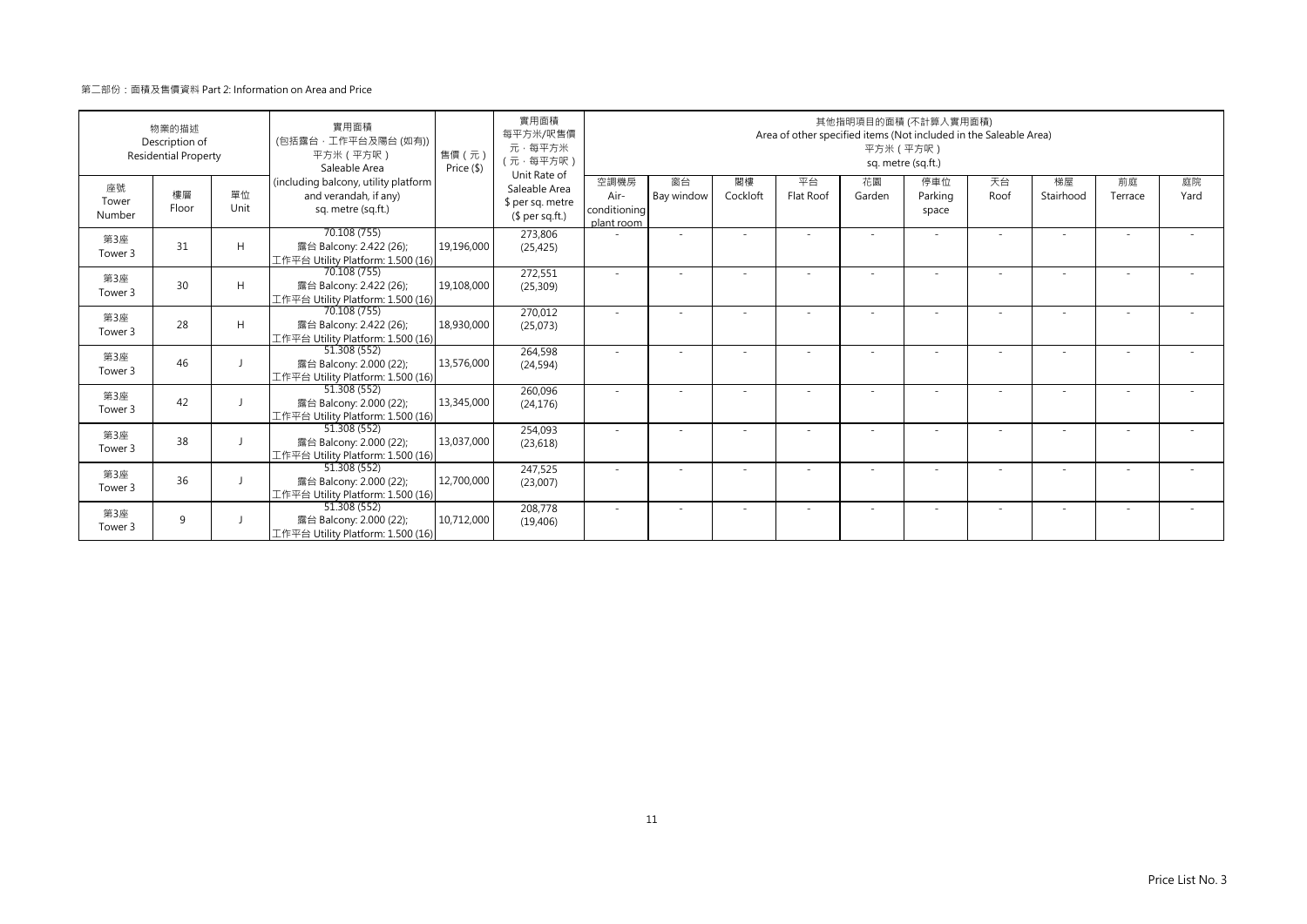第二部份：面積及售價資料 Part 2: Information on Area and Price

| 物業的描述 Description of Residential Property | | | 實用面積 (包括露台，工作平台及陽台 (如有)) 平方米（平方呎） Saleable Area (including balcony, utility platform and verandah, if any) sq. metre (sq.ft.) | 售價（元） Price ($) | 實用面積 每平方米/呎售價 元，每平方米 （元，每平方呎） Unit Rate of Saleable Area $ per sq. metre ($ per sq.ft.) | 其他指明項目的面積 (不計算入實用面積) Area of other specified items (Not included in the Saleable Area) 平方米（平方呎） sq. metre (sq.ft.) | | | | | | | | | |
|---|---|---|---|---|---|---|---|---|---|---|---|---|---|---|---|
| 座號 Tower Number | 樓層 Floor | 單位 Unit | | | | 空調機房 Air-conditioning plant room | 窗台 Bay window | 閣樓 Cockloft | 平台 Flat Roof | 花園 Garden | 停車位 Parking space | 天台 Roof | 梯屋 Stairhood | 前庭 Terrace | 庭院 Yard |
| 第3座 Tower 3 | 31 | H | 70.108 (755) 露台 Balcony: 2.422 (26); 工作平台 Utility Platform: 1.500 (16) | 19,196,000 | 273,806 (25,425) | - | - | - | - | - | - | - | - | - | - |
| 第3座 Tower 3 | 30 | H | 70.108 (755) 露台 Balcony: 2.422 (26); 工作平台 Utility Platform: 1.500 (16) | 19,108,000 | 272,551 (25,309) | - | - | - | - | - | - | - | - | - | - |
| 第3座 Tower 3 | 28 | H | 70.108 (755) 露台 Balcony: 2.422 (26); 工作平台 Utility Platform: 1.500 (16) | 18,930,000 | 270,012 (25,073) | - | - | - | - | - | - | - | - | - | - |
| 第3座 Tower 3 | 46 | J | 51.308 (552) 露台 Balcony: 2.000 (22); 工作平台 Utility Platform: 1.500 (16) | 13,576,000 | 264,598 (24,594) | - | - | - | - | - | - | - | - | - | - |
| 第3座 Tower 3 | 42 | J | 51.308 (552) 露台 Balcony: 2.000 (22); 工作平台 Utility Platform: 1.500 (16) | 13,345,000 | 260,096 (24,176) | - | - | - | - | - | - | - | - | - | - |
| 第3座 Tower 3 | 38 | J | 51.308 (552) 露台 Balcony: 2.000 (22); 工作平台 Utility Platform: 1.500 (16) | 13,037,000 | 254,093 (23,618) | - | - | - | - | - | - | - | - | - | - |
| 第3座 Tower 3 | 36 | J | 51.308 (552) 露台 Balcony: 2.000 (22); 工作平台 Utility Platform: 1.500 (16) | 12,700,000 | 247,525 (23,007) | - | - | - | - | - | - | - | - | - | - |
| 第3座 Tower 3 | 9 | J | 51.308 (552) 露台 Balcony: 2.000 (22); 工作平台 Utility Platform: 1.500 (16) | 10,712,000 | 208,778 (19,406) | - | - | - | - | - | - | - | - | - | - |

Price List No. 3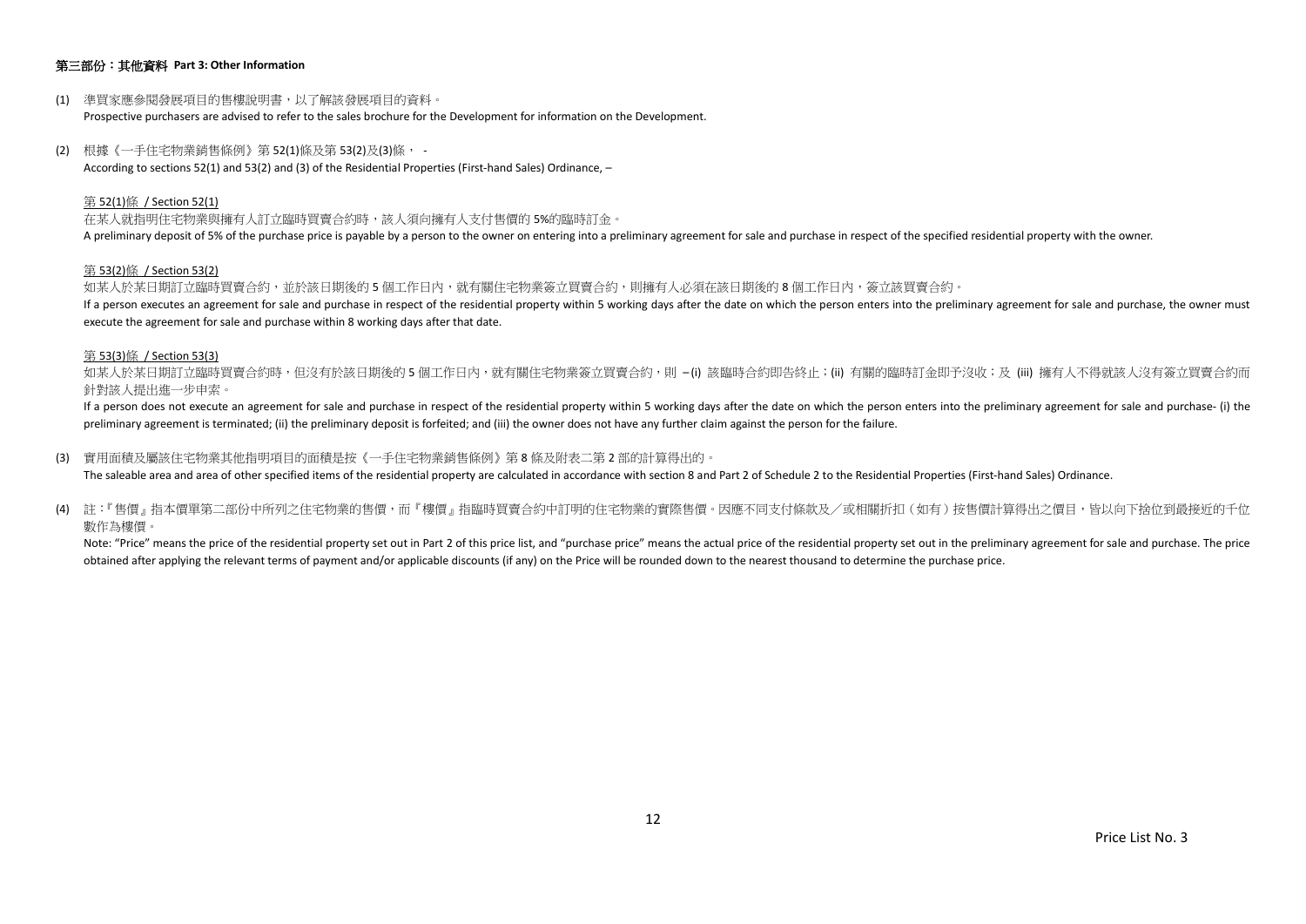**第三部份：其他資料 Part 3: Other Information**

(1) 準買家應參閱發展項目的售樓說明書，以了解該發展項目的資料。
Prospective purchasers are advised to refer to the sales brochure for the Development for information on the Development.

(2) 根據《一手住宅物業銷售條例》第 52(1)條及第 53(2)及(3)條， -
According to sections 52(1) and 53(2) and (3) of the Residential Properties (First-hand Sales) Ordinance, –

第 52(1)條 / Section 52(1)
在某人就指明住宅物業與擁有人訂立臨時買賣合約時，該人須向擁有人支付售價的 5%的臨時訂金。
A preliminary deposit of 5% of the purchase price is payable by a person to the owner on entering into a preliminary agreement for sale and purchase in respect of the specified residential property with the owner.

第 53(2)條 / Section 53(2)
如某人於某日期訂立臨時買賣合約，並於該日期後的 5 個工作日內，就有關住宅物業簽立買賣合約，則擁有人必須在該日期後的 8 個工作日內，簽立該買賣合約。
If a person executes an agreement for sale and purchase in respect of the residential property within 5 working days after the date on which the person enters into the preliminary agreement for sale and purchase, the owner must execute the agreement for sale and purchase within 8 working days after that date.

第 53(3)條 / Section 53(3)
如某人於某日期訂立臨時買賣合約時，但沒有於該日期後的 5 個工作日內，就有關住宅物業簽立買賣合約，則 –(i) 該臨時合約即告終止；(ii) 有關的臨時訂金即予沒收；及 (iii) 擁有人不得就該人沒有簽立買賣合約而針對該人提出進一步申索。
If a person does not execute an agreement for sale and purchase in respect of the residential property within 5 working days after the date on which the person enters into the preliminary agreement for sale and purchase- (i) the preliminary agreement is terminated; (ii) the preliminary deposit is forfeited; and (iii) the owner does not have any further claim against the person for the failure.

(3) 實用面積及屬該住宅物業其他指明項目的面積是按《一手住宅物業銷售條例》第 8 條及附表二第 2 部的計算得出的。
The saleable area and area of other specified items of the residential property are calculated in accordance with section 8 and Part 2 of Schedule 2 to the Residential Properties (First-hand Sales) Ordinance.

(4) 註：『售價』指本價單第二部份中所列之住宅物業的售價，而『樓價』指臨時買賣合約中訂明的住宅物業的實際售價。因應不同支付條款及／或相關折扣（如有）按售價計算得出之價目，皆以向下捨位到最接近的千位數作為樓價。
Note: "Price" means the price of the residential property set out in Part 2 of this price list, and "purchase price" means the actual price of the residential property set out in the preliminary agreement for sale and purchase. The price obtained after applying the relevant terms of payment and/or applicable discounts (if any) on the Price will be rounded down to the nearest thousand to determine the purchase price.

Price List No. 3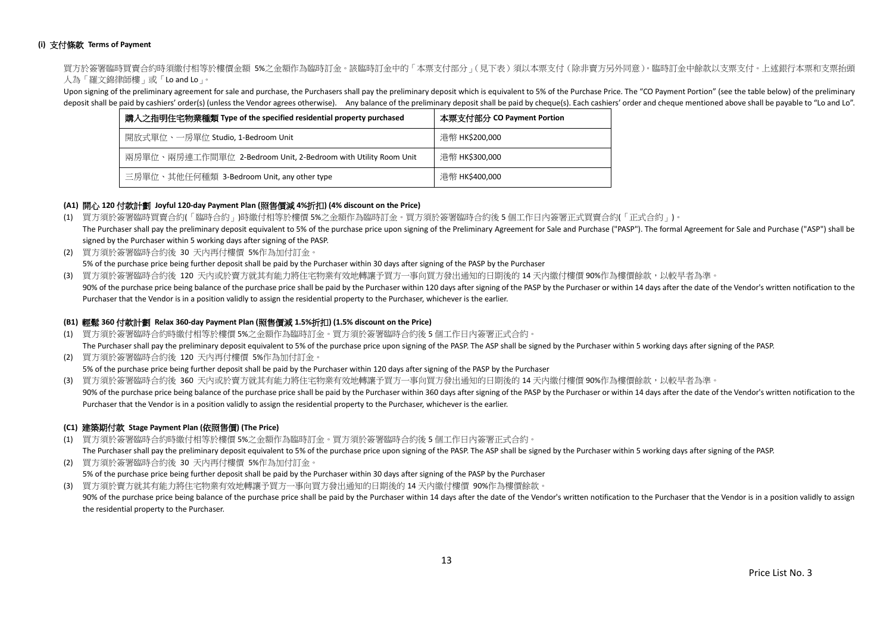#### (i) 支付條款 Terms of Payment

買方於簽署臨時買賣合約時須繳付相等於樓價金額 5%之金額作為臨時訂金。該臨時訂金中的「本票支付部分」(見下表) 須以本票支付 (除非賣方另外同意)。臨時訂金中餘款以支票支付。上述銀行本票和支票抬頭人為「羅文錦律師樓」或「Lo and Lo」。

Upon signing of the preliminary agreement for sale and purchase, the Purchasers shall pay the preliminary deposit which is equivalent to 5% of the Purchase Price. The "CO Payment Portion" (see the table below) of the preliminary deposit shall be paid by cashiers' order(s) (unless the Vendor agrees otherwise). Any balance of the preliminary deposit shall be paid by cheque(s). Each cashiers' order and cheque mentioned above shall be payable to "Lo and Lo".

| 購入之指明住宅物業種類 Type of the specified residential property purchased | 本票支付部分 CO Payment Portion |
|---|---|
| 開放式單位、一房單位 Studio, 1-Bedroom Unit | 港幣 HK$200,000 |
| 兩房單位、兩房連工作間單位 2-Bedroom Unit, 2-Bedroom with Utility Room Unit | 港幣 HK$300,000 |
| 三房單位、其他任何種類 3-Bedroom Unit, any other type | 港幣 HK$400,000 |

#### (A1) 開心 120 付款計劃 Joyful 120-day Payment Plan (照售價減 4%折扣) (4% discount on the Price)

(1) 買方須於簽署臨時買賣合約(「臨時合約」)時繳付相等於樓價 5%之金額作為臨時訂金。買方須於簽署臨時合約後 5 個工作日內簽署正式買賣合約(「正式合約」)。
The Purchaser shall pay the preliminary deposit equivalent to 5% of the purchase price upon signing of the Preliminary Agreement for Sale and Purchase ("PASP"). The formal Agreement for Sale and Purchase ("ASP") shall be signed by the Purchaser within 5 working days after signing of the PASP.

(2) 買方須於簽署臨時合約後 30 天內再付樓價 5%作為加付訂金。
5% of the purchase price being further deposit shall be paid by the Purchaser within 30 days after signing of the PASP by the Purchaser

(3) 買方須於簽署臨時合約後 120 天內或於賣方就其有能力將住宅物業有效地轉讓予買方一事向買方發出通知的日期後的 14 天內繳付樓價 90%作為樓價餘款,以較早者為準。
90% of the purchase price being balance of the purchase price shall be paid by the Purchaser within 120 days after signing of the PASP by the Purchaser or within 14 days after the date of the Vendor's written notification to the Purchaser that the Vendor is in a position validly to assign the residential property to the Purchaser, whichever is the earlier.

#### (B1) 輕鬆 360 付款計劃 Relax 360-day Payment Plan (照售價減 1.5%折扣) (1.5% discount on the Price)

(1) 買方須於簽署臨時合約時繳付相等於樓價 5%之金額作為臨時訂金。買方須於簽署臨時合約後 5 個工作日內簽署正式合約。
The Purchaser shall pay the preliminary deposit equivalent to 5% of the purchase price upon signing of the PASP. The ASP shall be signed by the Purchaser within 5 working days after signing of the PASP.

(2) 買方須於簽署臨時合約後 120 天內再付樓價 5%作為加付訂金。
5% of the purchase price being further deposit shall be paid by the Purchaser within 120 days after signing of the PASP by the Purchaser

(3) 買方須於簽署臨時合約後 360 天內或於賣方就其有能力將住宅物業有效地轉讓予買方一事向買方發出通知的日期後的 14 天內繳付樓價 90%作為樓價餘款,以較早者為準。
90% of the purchase price being balance of the purchase price shall be paid by the Purchaser within 360 days after signing of the PASP by the Purchaser or within 14 days after the date of the Vendor's written notification to the Purchaser that the Vendor is in a position validly to assign the residential property to the Purchaser, whichever is the earlier.

#### (C1) 建築期付款 Stage Payment Plan (依照售價) (The Price)

(1) 買方須於簽署臨時合約時繳付相等於樓價 5%之金額作為臨時訂金。買方須於簽署臨時合約後 5 個工作日內簽署正式合約。
The Purchaser shall pay the preliminary deposit equivalent to 5% of the purchase price upon signing of the PASP. The ASP shall be signed by the Purchaser within 5 working days after signing of the PASP.

(2) 買方須於簽署臨時合約後 30 天內再付樓價 5%作為加付訂金。
5% of the purchase price being further deposit shall be paid by the Purchaser within 30 days after signing of the PASP by the Purchaser

(3) 買方須於賣方就其有能力將住宅物業有效地轉讓予買方一事向買方發出通知的日期後的 14 天內繳付樓價 90%作為樓價餘款。
90% of the purchase price being balance of the purchase price shall be paid by the Purchaser within 14 days after the date of the Vendor's written notification to the Purchaser that the Vendor is in a position validly to assign the residential property to the Purchaser.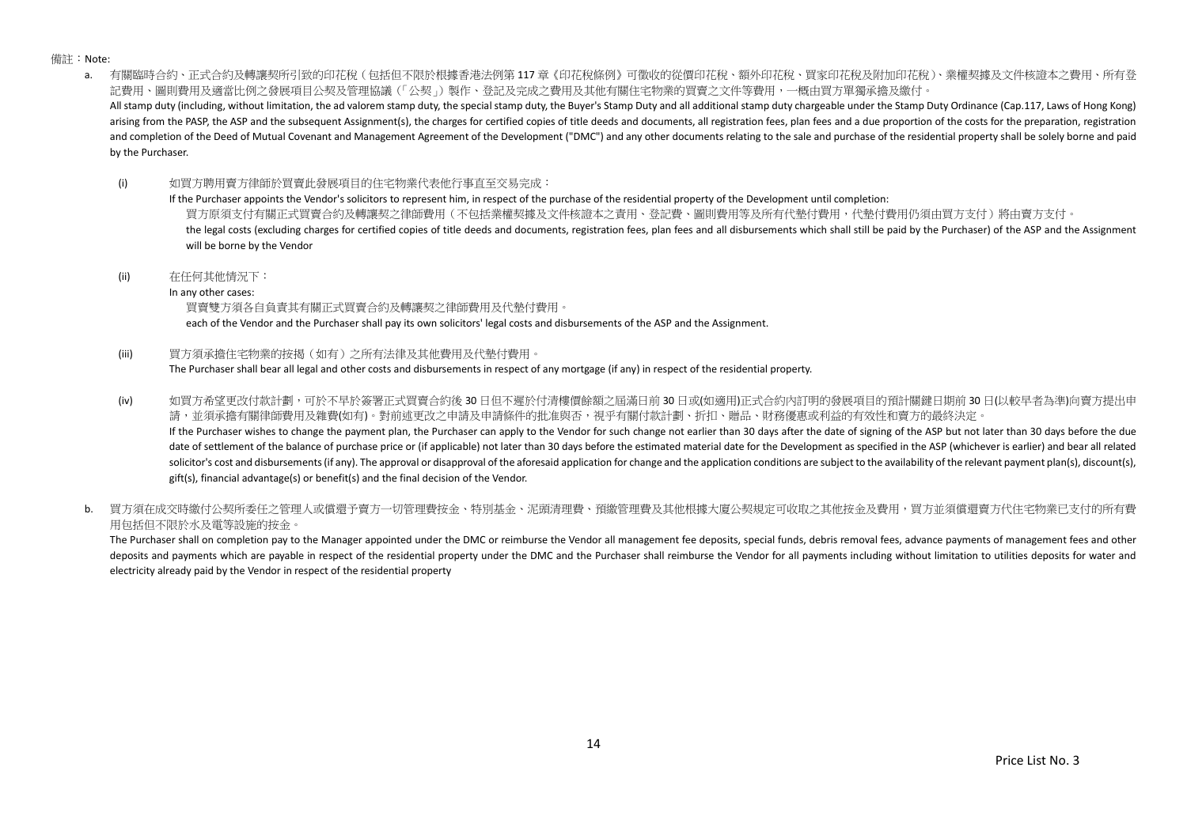備註：Note:

a. 有關臨時合約、正式合約及轉讓契所引致的印花稅（包括但不限於根據香港法例第 117 章《印花稅條例》可徵收的從價印花稅、額外印花稅、買家印花稅及附加印花稅）、業權契據及文件核證本之費用、所有登記費用、圖則費用及適當比例之發展項目公契及管理協議（「公契」）製作、登記及完成之費用及其他有關住宅物業的買賣之文件等費用，一概由買方單獨承擔及繳付。
All stamp duty (including, without limitation, the ad valorem stamp duty, the special stamp duty, the Buyer's Stamp Duty and all additional stamp duty chargeable under the Stamp Duty Ordinance (Cap.117, Laws of Hong Kong) arising from the PASP, the ASP and the subsequent Assignment(s), the charges for certified copies of title deeds and documents, all registration fees, plan fees and a due proportion of the costs for the preparation, registration and completion of the Deed of Mutual Covenant and Management Agreement of the Development ("DMC") and any other documents relating to the sale and purchase of the residential property shall be solely borne and paid by the Purchaser.

(i) 如買方聘用賣方律師於買賣此發展項目的住宅物業代表他行事直至交易完成：
If the Purchaser appoints the Vendor's solicitors to represent him, in respect of the purchase of the residential property of the Development until completion:
買方原須支付有關正式買賣合約及轉讓契之律師費用（不包括業權契據及文件核證本之責用、登記費、圖則費用等及所有代墊付費用，代墊付費用仍須由買方支付）將由賣方支付。
the legal costs (excluding charges for certified copies of title deeds and documents, registration fees, plan fees and all disbursements which shall still be paid by the Purchaser) of the ASP and the Assignment will be borne by the Vendor

(ii) 在任何其他情況下：
In any other cases:
買賣雙方須各自負責其有關正式買賣合約及轉讓契之律師費用及代墊付費用。
each of the Vendor and the Purchaser shall pay its own solicitors' legal costs and disbursements of the ASP and the Assignment.

(iii) 買方須承擔住宅物業的按揭（如有）之所有法律及其他費用及代墊付費用。
The Purchaser shall bear all legal and other costs and disbursements in respect of any mortgage (if any) in respect of the residential property.

(iv) 如買方希望更改付款計劃，可於不早於簽署正式買賣合約後 30 日但不遲於付清樓價餘額之屆滿日前 30 日或(如適用)正式合約內訂明的發展項目的預計關鍵日期前 30 日(以較早者為準)向賣方提出申請，並須承擔有關律師費用及雜費(如有)。對前述更改之申請及申請條件的批准與否，視乎有關付款計劃、折扣、贈品、財務優惠或利益的有效性和賣方的最終決定。
If the Purchaser wishes to change the payment plan, the Purchaser can apply to the Vendor for such change not earlier than 30 days after the date of signing of the ASP but not later than 30 days before the due date of settlement of the balance of purchase price or (if applicable) not later than 30 days before the estimated material date for the Development as specified in the ASP (whichever is earlier) and bear all related solicitor's cost and disbursements (if any). The approval or disapproval of the aforesaid application for change and the application conditions are subject to the availability of the relevant payment plan(s), discount(s), gift(s), financial advantage(s) or benefit(s) and the final decision of the Vendor.

b. 買方須在成交時繳付公契所委任之管理人或償還予賣方一切管理費按金、特別基金、泥頭清理費、預繳管理費及其他根據大廈公契規定可收取之其他按金及費用，買方並須償還賣方代住宅物業已支付的所有費用包括但不限於水及電等設施的按金。
The Purchaser shall on completion pay to the Manager appointed under the DMC or reimburse the Vendor all management fee deposits, special funds, debris removal fees, advance payments of management fees and other deposits and payments which are payable in respect of the residential property under the DMC and the Purchaser shall reimburse the Vendor for all payments including without limitation to utilities deposits for water and electricity already paid by the Vendor in respect of the residential property

Price List No. 3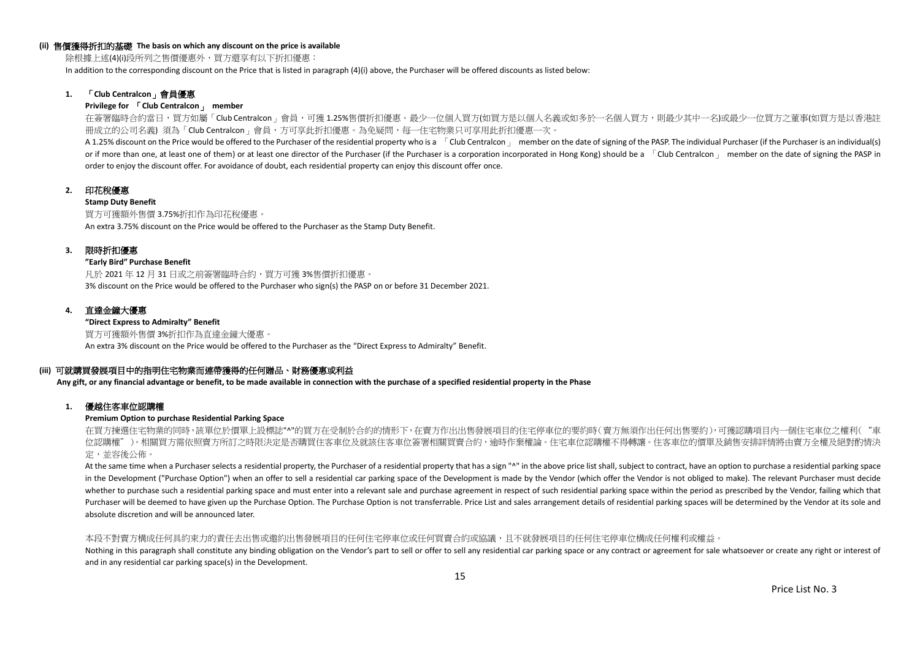### (ii) 售價獲得折扣的基礎 The basis on which any discount on the price is available

除根據上述(4)(i)段所列之售價優惠外，買方還享有以下折扣優惠：

In addition to the corresponding discount on the Price that is listed in paragraph (4)(i) above, the Purchaser will be offered discounts as listed below:

**1. 「Club Centralcon」會員優惠**

**Privilege for 「Club Centralcon」 member**

在簽署臨時合約當日，買方如屬「Club Centralcon」會員，可獲 1.25%售價折扣優惠。最少一位個人買方(如買方是以個人名義或如多於一名個人買方，則最少其中一名)或最少一位買方之董事(如買方是以香港註冊成立的公司名義) 須為「Club Centralcon」會員，方可享此折扣優惠。為免疑問，每一住宅物業只可享用此折扣優惠一次。

A 1.25% discount on the Price would be offered to the Purchaser of the residential property who is a 「Club Centralcon」 member on the date of signing of the PASP. The individual Purchaser (if the Purchaser is an individual(s) or if more than one, at least one of them) or at least one director of the Purchaser (if the Purchaser is a corporation incorporated in Hong Kong) should be a 「Club Centralcon」 member on the date of signing the PASP in order to enjoy the discount offer. For avoidance of doubt, each residential property can enjoy this discount offer once.

**2. 印花稅優惠**

**Stamp Duty Benefit**

買方可獲額外售價 3.75%折扣作為印花稅優惠。

An extra 3.75% discount on the Price would be offered to the Purchaser as the Stamp Duty Benefit.

**3. 限時折扣優惠**

**"Early Bird" Purchase Benefit**

凡於 2021 年 12 月 31 日或之前簽署臨時合約，買方可獲 3%售價折扣優惠。

3% discount on the Price would be offered to the Purchaser who sign(s) the PASP on or before 31 December 2021.

**4. 直達金鐘大優惠**

**"Direct Express to Admiralty" Benefit**

買方可獲額外售價 3%折扣作為直達金鐘大優惠。

An extra 3% discount on the Price would be offered to the Purchaser as the "Direct Express to Admiralty" Benefit.

### (iii) 可就購買發展項目中的指明住宅物業而連帶獲得的任何贈品、財務優惠或利益

**Any gift, or any financial advantage or benefit, to be made available in connection with the purchase of a specified residential property in the Phase**

**1. 優越住客車位認購權**

**Premium Option to purchase Residential Parking Space**

在買方揀選住宅物業的同時，該單位於價單上設標誌"^"的買方在受制於合約的情形下，在賣方作出出售發展項目的住宅停車位的要約時（賣方無須作出任何出售要約），可獲認購項目內一個住宅車位之權利（"車位認購權"）。相關買方需依照賣方所訂之時限決定是否購買住客車位及就該住客車位簽署相關買賣合約，逾時作棄權論。住宅車位認購權不得轉讓。住客車位的價單及銷售安排詳情將由賣方全權及絕對酌情決定，並容後公佈。

At the same time when a Purchaser selects a residential property, the Purchaser of a residential property that has a sign "^" in the above price list shall, subject to contract, have an option to purchase a residential parking space in the Development ("Purchase Option") when an offer to sell a residential car parking space of the Development is made by the Vendor (which offer the Vendor is not obliged to make). The relevant Purchaser must decide whether to purchase such a residential parking space and must enter into a relevant sale and purchase agreement in respect of such residential parking space within the period as prescribed by the Vendor, failing which that Purchaser will be deemed to have given up the Purchase Option. The Purchase Option is not transferrable. Price List and sales arrangement details of residential parking spaces will be determined by the Vendor at its sole and absolute discretion and will be announced later.

本段不對賣方構成任何具約束力的責任去出售或邀約出售發展項目的任何住宅停車位或任何買賣合約或協議，且不就發展項目的任何住宅停車位構成任何權利或權益。

Nothing in this paragraph shall constitute any binding obligation on the Vendor's part to sell or offer to sell any residential car parking space or any contract or agreement for sale whatsoever or create any right or interest of and in any residential car parking space(s) in the Development.

Price List No. 3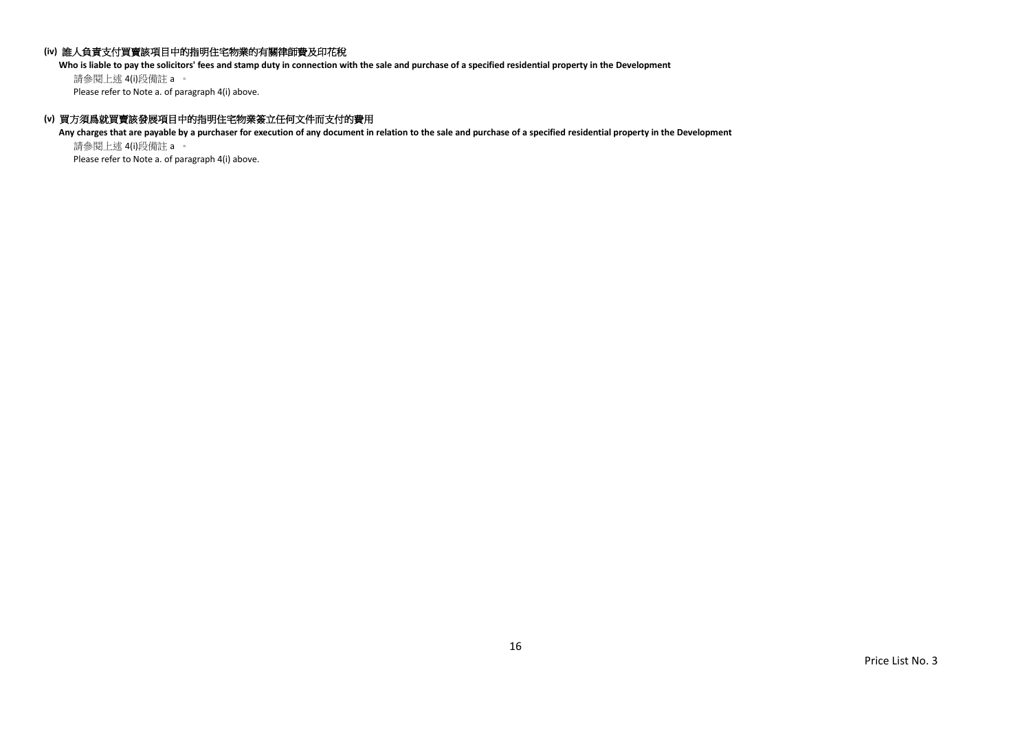**(iv) 誰人負責支付買賣該項目中的指明住宅物業的有關律師費及印花稅**

**Who is liable to pay the solicitors' fees and stamp duty in connection with the sale and purchase of a specified residential property in the Development**

請參閱上述 4(i)段備註 a 。

Please refer to Note a. of paragraph 4(i) above.

**(v) 買方須爲就買賣該發展項目中的指明住宅物業簽立任何文件而支付的費用**

**Any charges that are payable by a purchaser for execution of any document in relation to the sale and purchase of a specified residential property in the Development**

請參閱上述 4(i)段備註 a 。

Please refer to Note a. of paragraph 4(i) above.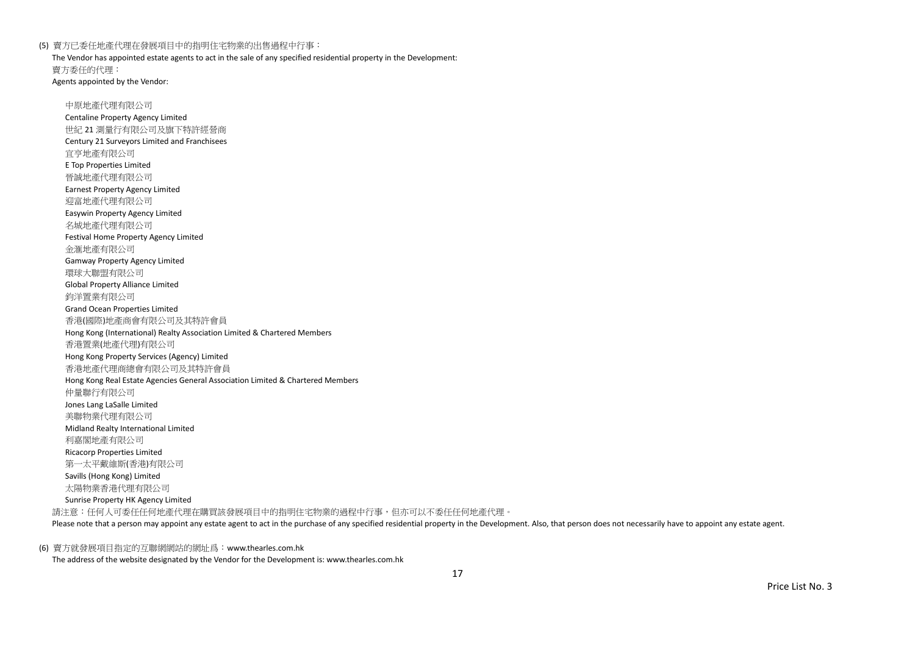(5) 賣方已委任地產代理在發展項目中的指明住宅物業的出售過程中行事：

The Vendor has appointed estate agents to act in the sale of any specified residential property in the Development:

賣方委任的代理：

Agents appointed by the Vendor:

中原地產代理有限公司
Centaline Property Agency Limited

世紀 21 測量行有限公司及旗下特許經營商
Century 21 Surveyors Limited and Franchisees

宜亨地產有限公司
E Top Properties Limited

晉誠地產代理有限公司
Earnest Property Agency Limited

迎富地產代理有限公司
Easywin Property Agency Limited

名城地產代理有限公司
Festival Home Property Agency Limited

金滙地產有限公司
Gamway Property Agency Limited

環球大聯盟有限公司
Global Property Alliance Limited

鈞洋置業有限公司
Grand Ocean Properties Limited

香港(國際)地產商會有限公司及其特許會員
Hong Kong (International) Realty Association Limited & Chartered Members

香港置業(地產代理)有限公司
Hong Kong Property Services (Agency) Limited

香港地產代理商總會有限公司及其特許會員
Hong Kong Real Estate Agencies General Association Limited & Chartered Members

仲量聯行有限公司
Jones Lang LaSalle Limited

美聯物業代理有限公司
Midland Realty International Limited

利嘉閣地產有限公司
Ricacorp Properties Limited

第一太平戴維斯(香港)有限公司
Savills (Hong Kong) Limited

太陽物業香港代理有限公司
Sunrise Property HK Agency Limited

請注意：任何人可委任任何地產代理在購買該發展項目中的指明住宅物業的過程中行事，但亦可以不委任任何地產代理。

Please note that a person may appoint any estate agent to act in the purchase of any specified residential property in the Development. Also, that person does not necessarily have to appoint any estate agent.

(6) 賣方就發展項目指定的互聯網網站的網址爲：www.thearles.com.hk

The address of the website designated by the Vendor for the Development is: www.thearles.com.hk

Price List No. 3